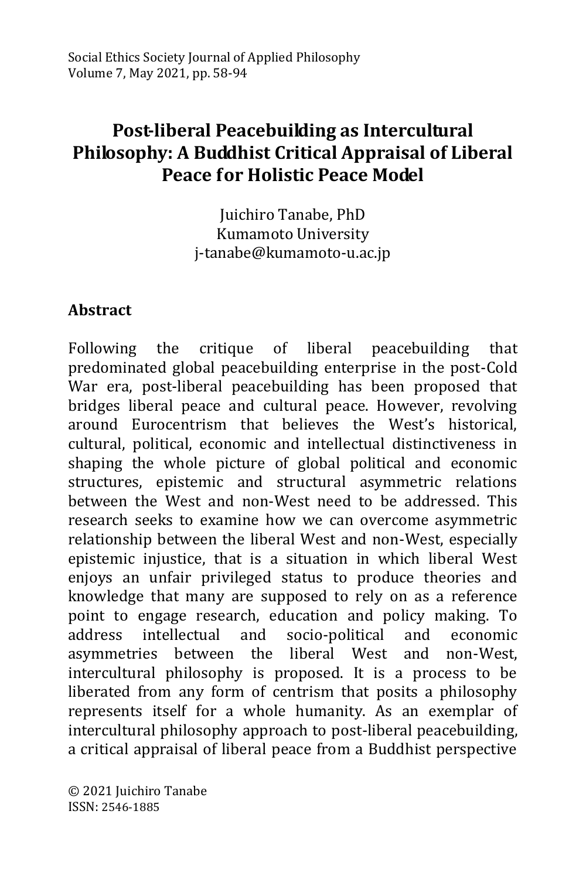# Post-liberal Peacebuilding as Intercultural Philosophy: A Buddhist Critical Appraisal of Liberal Peace for Holistic Peace Model

Juichiro Tanabe, PhD
Kumamoto University
j-tanabe@kumamoto-u.ac.jp

## Abstract

Following the critique of liberal peacebuilding that predominated global peacebuilding enterprise in the post-Cold War era, post-liberal peacebuilding has been proposed that bridges liberal peace and cultural peace. However, revolving around Eurocentrism that believes the West's historical, cultural, political, economic and intellectual distinctiveness in shaping the whole picture of global political and economic structures, epistemic and structural asymmetric relations between the West and non-West need to be addressed. This research seeks to examine how we can overcome asymmetric relationship between the liberal West and non-West, especially epistemic injustice, that is a situation in which liberal West enjoys an unfair privileged status to produce theories and knowledge that many are supposed to rely on as a reference point to engage research, education and policy making. To address intellectual and socio-political and economic asymmetries between the liberal West and non-West, intercultural philosophy is proposed. It is a process to be liberated from any form of centrism that posits a philosophy represents itself for a whole humanity. As an exemplar of intercultural philosophy approach to post-liberal peacebuilding, a critical appraisal of liberal peace from a Buddhist perspective

© 2021 Juichiro Tanabe
ISSN: 2546-1885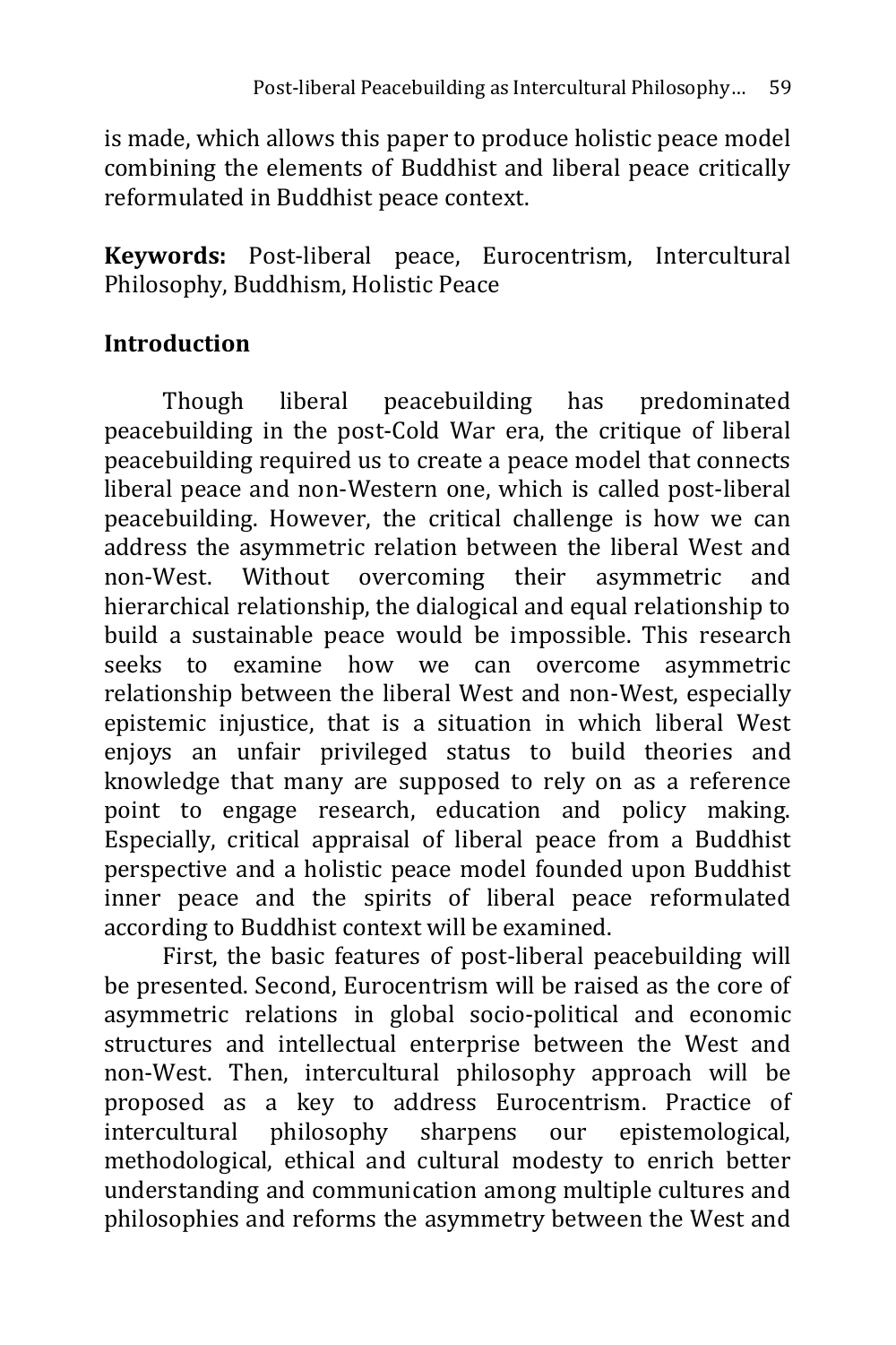is made, which allows this paper to produce holistic peace model combining the elements of Buddhist and liberal peace critically reformulated in Buddhist peace context.

**Keywords:** Post-liberal peace, Eurocentrism, Intercultural Philosophy, Buddhism, Holistic Peace

## Introduction

Though liberal peacebuilding has predominated peacebuilding in the post-Cold War era, the critique of liberal peacebuilding required us to create a peace model that connects liberal peace and non-Western one, which is called post-liberal peacebuilding. However, the critical challenge is how we can address the asymmetric relation between the liberal West and non-West. Without overcoming their asymmetric and hierarchical relationship, the dialogical and equal relationship to build a sustainable peace would be impossible. This research seeks to examine how we can overcome asymmetric relationship between the liberal West and non-West, especially epistemic injustice, that is a situation in which liberal West enjoys an unfair privileged status to build theories and knowledge that many are supposed to rely on as a reference point to engage research, education and policy making. Especially, critical appraisal of liberal peace from a Buddhist perspective and a holistic peace model founded upon Buddhist inner peace and the spirits of liberal peace reformulated according to Buddhist context will be examined.

First, the basic features of post-liberal peacebuilding will be presented. Second, Eurocentrism will be raised as the core of asymmetric relations in global socio-political and economic structures and intellectual enterprise between the West and non-West. Then, intercultural philosophy approach will be proposed as a key to address Eurocentrism. Practice of intercultural philosophy sharpens our epistemological, methodological, ethical and cultural modesty to enrich better understanding and communication among multiple cultures and philosophies and reforms the asymmetry between the West and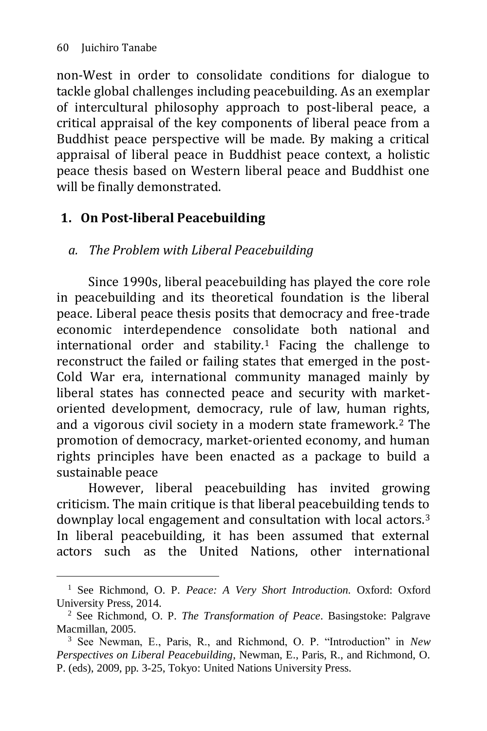non-West in order to consolidate conditions for dialogue to tackle global challenges including peacebuilding. As an exemplar of intercultural philosophy approach to post-liberal peace, a critical appraisal of the key components of liberal peace from a Buddhist peace perspective will be made. By making a critical appraisal of liberal peace in Buddhist peace context, a holistic peace thesis based on Western liberal peace and Buddhist one will be finally demonstrated.

## 1. On Post-liberal Peacebuilding

### *a. The Problem with Liberal Peacebuilding*

Since 1990s, liberal peacebuilding has played the core role in peacebuilding and its theoretical foundation is the liberal peace. Liberal peace thesis posits that democracy and free-trade economic interdependence consolidate both national and international order and stability.[1] Facing the challenge to reconstruct the failed or failing states that emerged in the post-Cold War era, international community managed mainly by liberal states has connected peace and security with market-oriented development, democracy, rule of law, human rights, and a vigorous civil society in a modern state framework.[2] The promotion of democracy, market-oriented economy, and human rights principles have been enacted as a package to build a sustainable peace

However, liberal peacebuilding has invited growing criticism. The main critique is that liberal peacebuilding tends to downplay local engagement and consultation with local actors.[3] In liberal peacebuilding, it has been assumed that external actors such as the United Nations, other international

---

[1] See Richmond, O. P. *Peace: A Very Short Introduction*. Oxford: Oxford University Press, 2014.

[2] See Richmond, O. P. *The Transformation of Peace*. Basingstoke: Palgrave Macmillan, 2005.

[3] See Newman, E., Paris, R., and Richmond, O. P. "Introduction" in *New Perspectives on Liberal Peacebuilding*, Newman, E., Paris, R., and Richmond, O. P. (eds), 2009, pp. 3-25, Tokyo: United Nations University Press.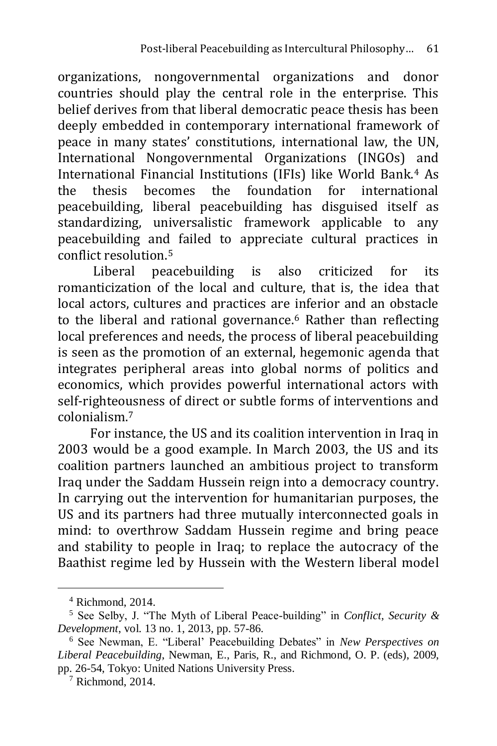organizations, nongovernmental organizations and donor countries should play the central role in the enterprise. This belief derives from that liberal democratic peace thesis has been deeply embedded in contemporary international framework of peace in many states' constitutions, international law, the UN, International Nongovernmental Organizations (INGOs) and International Financial Institutions (IFIs) like World Bank.[4] As the thesis becomes the foundation for international peacebuilding, liberal peacebuilding has disguised itself as standardizing, universalistic framework applicable to any peacebuilding and failed to appreciate cultural practices in conflict resolution.[5]

Liberal peacebuilding is also criticized for its romanticization of the local and culture, that is, the idea that local actors, cultures and practices are inferior and an obstacle to the liberal and rational governance.[6] Rather than reflecting local preferences and needs, the process of liberal peacebuilding is seen as the promotion of an external, hegemonic agenda that integrates peripheral areas into global norms of politics and economics, which provides powerful international actors with self-righteousness of direct or subtle forms of interventions and colonialism.[7]

For instance, the US and its coalition intervention in Iraq in 2003 would be a good example. In March 2003, the US and its coalition partners launched an ambitious project to transform Iraq under the Saddam Hussein reign into a democracy country. In carrying out the intervention for humanitarian purposes, the US and its partners had three mutually interconnected goals in mind: to overthrow Saddam Hussein regime and bring peace and stability to people in Iraq; to replace the autocracy of the Baathist regime led by Hussein with the Western liberal model

---

[4] Richmond, 2014.

[5] See Selby, J. "The Myth of Liberal Peace-building" in *Conflict, Security & Development*, vol. 13 no. 1, 2013, pp. 57-86.

[6] See Newman, E. "Liberal' Peacebuilding Debates" in *New Perspectives on Liberal Peacebuilding*, Newman, E., Paris, R., and Richmond, O. P. (eds), 2009, pp. 26-54, Tokyo: United Nations University Press.

[7] Richmond, 2014.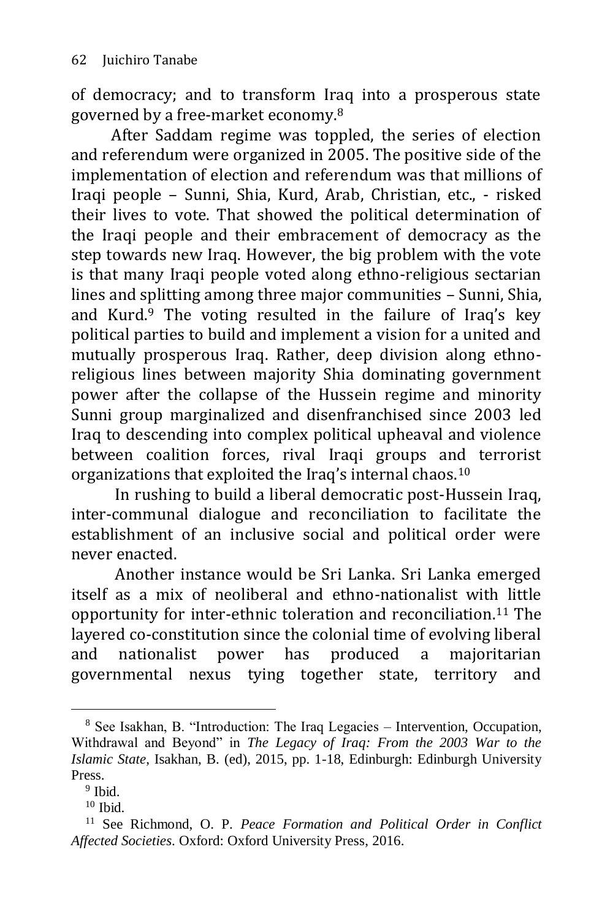of democracy; and to transform Iraq into a prosperous state governed by a free-market economy.[8]

After Saddam regime was toppled, the series of election and referendum were organized in 2005. The positive side of the implementation of election and referendum was that millions of Iraqi people – Sunni, Shia, Kurd, Arab, Christian, etc., - risked their lives to vote. That showed the political determination of the Iraqi people and their embracement of democracy as the step towards new Iraq. However, the big problem with the vote is that many Iraqi people voted along ethno-religious sectarian lines and splitting among three major communities – Sunni, Shia, and Kurd.[9] The voting resulted in the failure of Iraq's key political parties to build and implement a vision for a united and mutually prosperous Iraq. Rather, deep division along ethno-religious lines between majority Shia dominating government power after the collapse of the Hussein regime and minority Sunni group marginalized and disenfranchised since 2003 led Iraq to descending into complex political upheaval and violence between coalition forces, rival Iraqi groups and terrorist organizations that exploited the Iraq's internal chaos.[10]

In rushing to build a liberal democratic post-Hussein Iraq, inter-communal dialogue and reconciliation to facilitate the establishment of an inclusive social and political order were never enacted.

Another instance would be Sri Lanka. Sri Lanka emerged itself as a mix of neoliberal and ethno-nationalist with little opportunity for inter-ethnic toleration and reconciliation.[11] The layered co-constitution since the colonial time of evolving liberal and nationalist power has produced a majoritarian governmental nexus tying together state, territory and

---

[8] See Isakhan, B. "Introduction: The Iraq Legacies – Intervention, Occupation, Withdrawal and Beyond" in *The Legacy of Iraq: From the 2003 War to the Islamic State*, Isakhan, B. (ed), 2015, pp. 1-18, Edinburgh: Edinburgh University Press.

[9] Ibid.

[10] Ibid.

[11] See Richmond, O. P. *Peace Formation and Political Order in Conflict Affected Societies*. Oxford: Oxford University Press, 2016.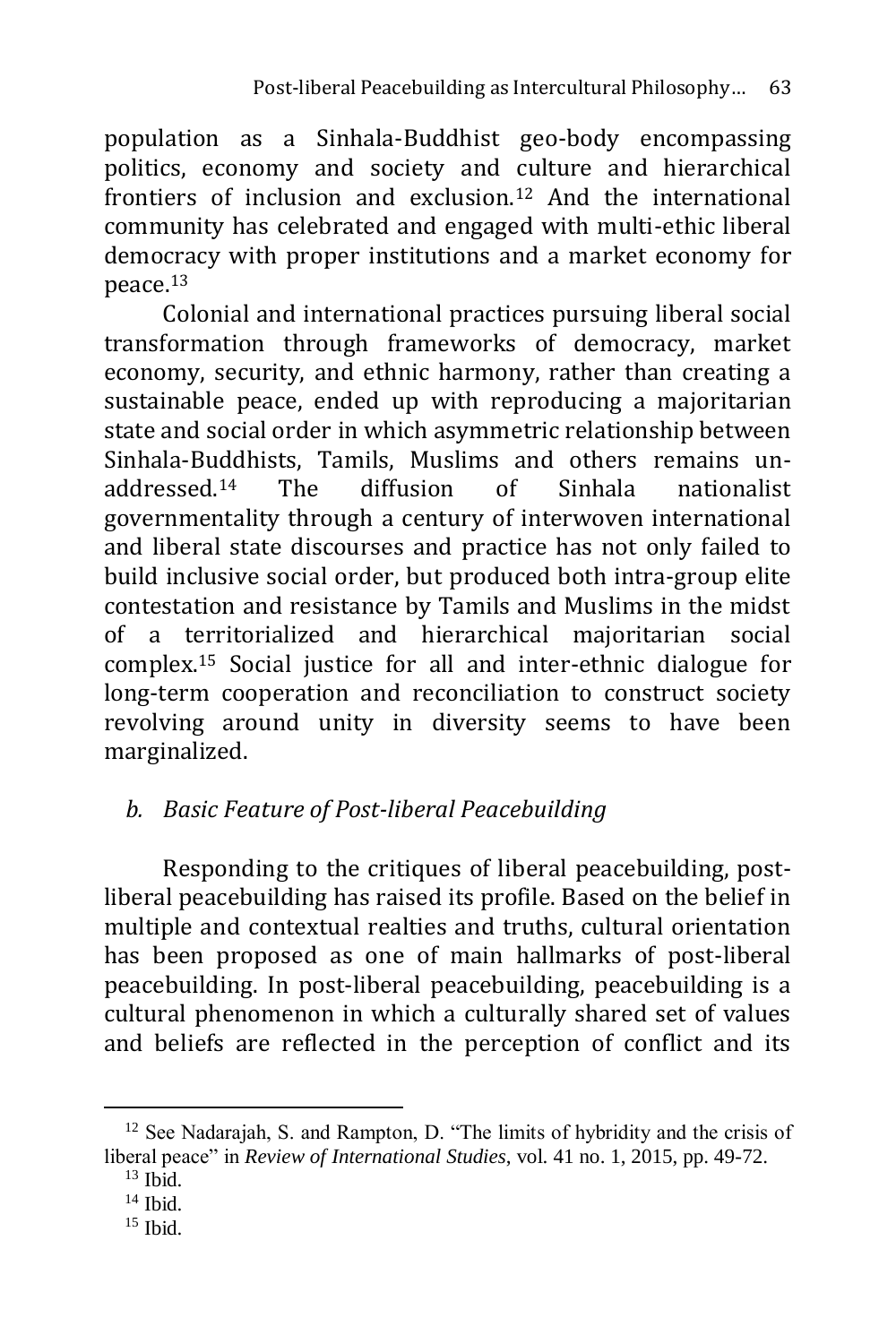population as a Sinhala-Buddhist geo-body encompassing politics, economy and society and culture and hierarchical frontiers of inclusion and exclusion.[12] And the international community has celebrated and engaged with multi-ethic liberal democracy with proper institutions and a market economy for peace.[13]

Colonial and international practices pursuing liberal social transformation through frameworks of democracy, market economy, security, and ethnic harmony, rather than creating a sustainable peace, ended up with reproducing a majoritarian state and social order in which asymmetric relationship between Sinhala-Buddhists, Tamils, Muslims and others remains un-addressed.[14] The diffusion of Sinhala nationalist governmentality through a century of interwoven international and liberal state discourses and practice has not only failed to build inclusive social order, but produced both intra-group elite contestation and resistance by Tamils and Muslims in the midst of a territorialized and hierarchical majoritarian social complex.[15] Social justice for all and inter-ethnic dialogue for long-term cooperation and reconciliation to construct society revolving around unity in diversity seems to have been marginalized.

### *b. Basic Feature of Post-liberal Peacebuilding*

Responding to the critiques of liberal peacebuilding, post-liberal peacebuilding has raised its profile. Based on the belief in multiple and contextual realties and truths, cultural orientation has been proposed as one of main hallmarks of post-liberal peacebuilding. In post-liberal peacebuilding, peacebuilding is a cultural phenomenon in which a culturally shared set of values and beliefs are reflected in the perception of conflict and its

---

[12] See Nadarajah, S. and Rampton, D. "The limits of hybridity and the crisis of liberal peace" in *Review of International Studies*, vol. 41 no. 1, 2015, pp. 49-72.

[13] Ibid.

[14] Ibid.

[15] Ibid.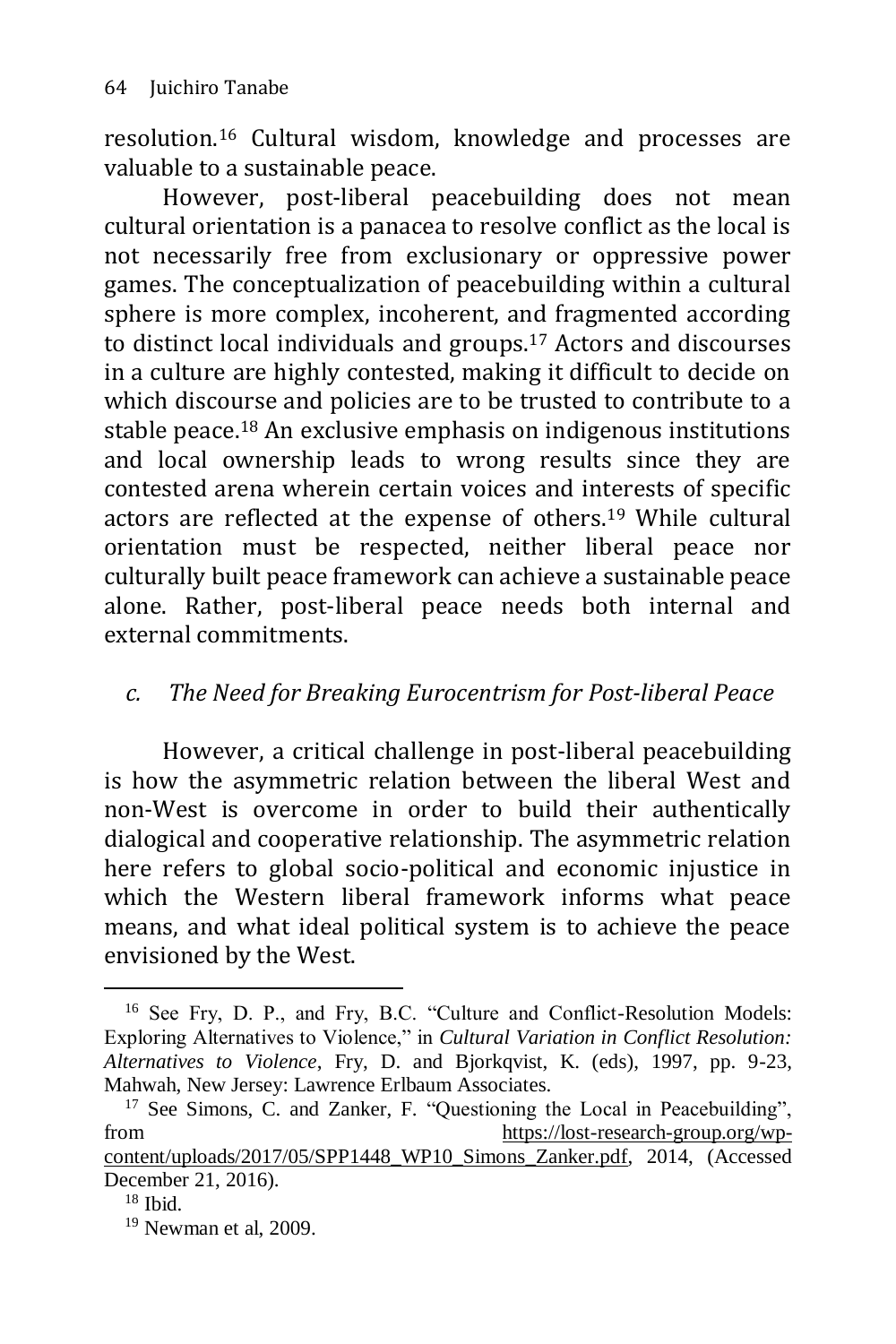resolution.[16] Cultural wisdom, knowledge and processes are valuable to a sustainable peace.

However, post-liberal peacebuilding does not mean cultural orientation is a panacea to resolve conflict as the local is not necessarily free from exclusionary or oppressive power games. The conceptualization of peacebuilding within a cultural sphere is more complex, incoherent, and fragmented according to distinct local individuals and groups.[17] Actors and discourses in a culture are highly contested, making it difficult to decide on which discourse and policies are to be trusted to contribute to a stable peace.[18] An exclusive emphasis on indigenous institutions and local ownership leads to wrong results since they are contested arena wherein certain voices and interests of specific actors are reflected at the expense of others.[19] While cultural orientation must be respected, neither liberal peace nor culturally built peace framework can achieve a sustainable peace alone. Rather, post-liberal peace needs both internal and external commitments.

### c. *The Need for Breaking Eurocentrism for Post-liberal Peace*

However, a critical challenge in post-liberal peacebuilding is how the asymmetric relation between the liberal West and non-West is overcome in order to build their authentically dialogical and cooperative relationship. The asymmetric relation here refers to global socio-political and economic injustice in which the Western liberal framework informs what peace means, and what ideal political system is to achieve the peace envisioned by the West.

---

[16] See Fry, D. P., and Fry, B.C. "Culture and Conflict-Resolution Models: Exploring Alternatives to Violence," in *Cultural Variation in Conflict Resolution: Alternatives to Violence*, Fry, D. and Bjorkqvist, K. (eds), 1997, pp. 9-23, Mahwah, New Jersey: Lawrence Erlbaum Associates.

[17] See Simons, C. and Zanker, F. "Questioning the Local in Peacebuilding", from https://lost-research-group.org/wp-content/uploads/2017/05/SPP1448_WP10_Simons_Zanker.pdf, 2014, (Accessed December 21, 2016).

[18] Ibid.

[19] Newman et al, 2009.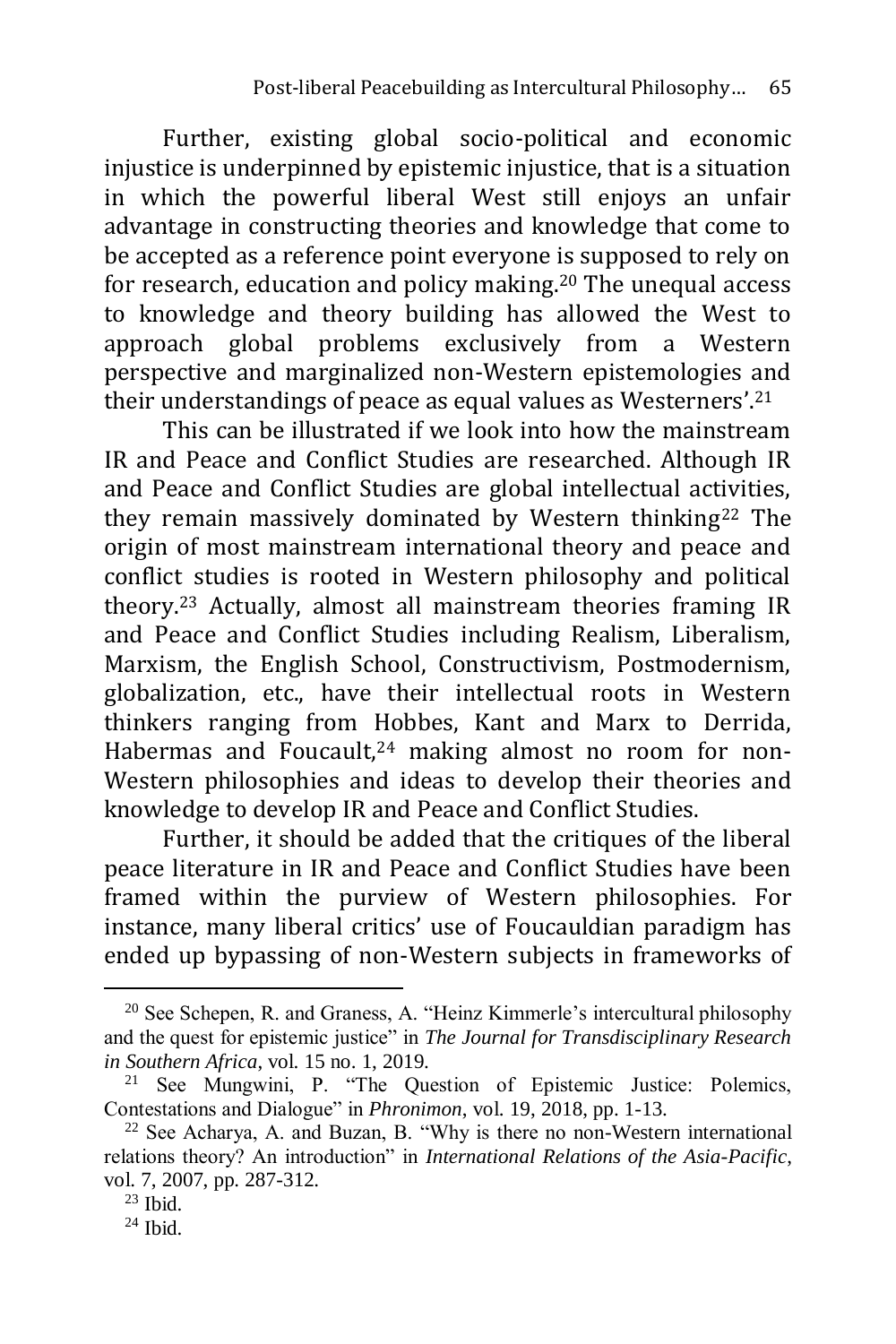Further, existing global socio-political and economic injustice is underpinned by epistemic injustice, that is a situation in which the powerful liberal West still enjoys an unfair advantage in constructing theories and knowledge that come to be accepted as a reference point everyone is supposed to rely on for research, education and policy making.[20] The unequal access to knowledge and theory building has allowed the West to approach global problems exclusively from a Western perspective and marginalized non-Western epistemologies and their understandings of peace as equal values as Westerners'.[21]

This can be illustrated if we look into how the mainstream IR and Peace and Conflict Studies are researched. Although IR and Peace and Conflict Studies are global intellectual activities, they remain massively dominated by Western thinking[22] The origin of most mainstream international theory and peace and conflict studies is rooted in Western philosophy and political theory.[23] Actually, almost all mainstream theories framing IR and Peace and Conflict Studies including Realism, Liberalism, Marxism, the English School, Constructivism, Postmodernism, globalization, etc., have their intellectual roots in Western thinkers ranging from Hobbes, Kant and Marx to Derrida, Habermas and Foucault,[24] making almost no room for non-Western philosophies and ideas to develop their theories and knowledge to develop IR and Peace and Conflict Studies.

Further, it should be added that the critiques of the liberal peace literature in IR and Peace and Conflict Studies have been framed within the purview of Western philosophies. For instance, many liberal critics' use of Foucauldian paradigm has ended up bypassing of non-Western subjects in frameworks of

---

[20] See Schepen, R. and Graness, A. "Heinz Kimmerle's intercultural philosophy and the quest for epistemic justice" in *The Journal for Transdisciplinary Research in Southern Africa*, vol. 15 no. 1, 2019.

[21] See Mungwini, P. "The Question of Epistemic Justice: Polemics, Contestations and Dialogue" in *Phronimon*, vol. 19, 2018, pp. 1-13.

[22] See Acharya, A. and Buzan, B. "Why is there no non-Western international relations theory? An introduction" in *International Relations of the Asia-Pacific*, vol. 7, 2007, pp. 287-312.

[23] Ibid.

[24] Ibid.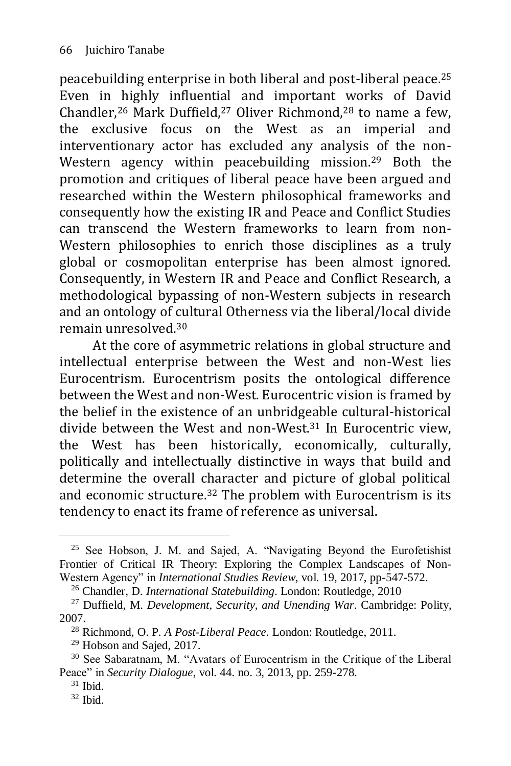peacebuilding enterprise in both liberal and post-liberal peace.[25] Even in highly influential and important works of David Chandler,[26] Mark Duffield,[27] Oliver Richmond,[28] to name a few, the exclusive focus on the West as an imperial and interventionary actor has excluded any analysis of the non-Western agency within peacebuilding mission.[29] Both the promotion and critiques of liberal peace have been argued and researched within the Western philosophical frameworks and consequently how the existing IR and Peace and Conflict Studies can transcend the Western frameworks to learn from non-Western philosophies to enrich those disciplines as a truly global or cosmopolitan enterprise has been almost ignored. Consequently, in Western IR and Peace and Conflict Research, a methodological bypassing of non-Western subjects in research and an ontology of cultural Otherness via the liberal/local divide remain unresolved.[30]

At the core of asymmetric relations in global structure and intellectual enterprise between the West and non-West lies Eurocentrism. Eurocentrism posits the ontological difference between the West and non-West. Eurocentric vision is framed by the belief in the existence of an unbridgeable cultural-historical divide between the West and non-West.[31] In Eurocentric view, the West has been historically, economically, culturally, politically and intellectually distinctive in ways that build and determine the overall character and picture of global political and economic structure.[32] The problem with Eurocentrism is its tendency to enact its frame of reference as universal.

---

[25] See Hobson, J. M. and Sajed, A. "Navigating Beyond the Eurofetishist Frontier of Critical IR Theory: Exploring the Complex Landscapes of Non-Western Agency" in *International Studies Review*, vol. 19, 2017, pp-547-572.

[26] Chandler, D. *International Statebuilding*. London: Routledge, 2010

[27] Duffield, M. *Development, Security, and Unending War*. Cambridge: Polity, 2007.

[28] Richmond, O. P. *A Post-Liberal Peace*. London: Routledge, 2011.

[29] Hobson and Sajed, 2017.

[30] See Sabaratnam, M. "Avatars of Eurocentrism in the Critique of the Liberal Peace" in *Security Dialogue*, vol. 44. no. 3, 2013, pp. 259-278.

[31] Ibid.

[32] Ibid.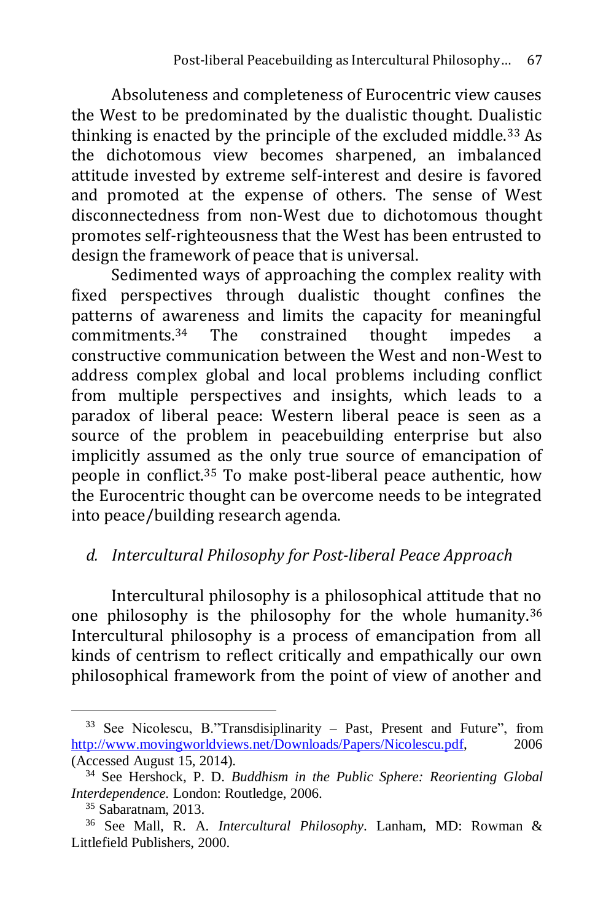Absoluteness and completeness of Eurocentric view causes the West to be predominated by the dualistic thought. Dualistic thinking is enacted by the principle of the excluded middle.[33] As the dichotomous view becomes sharpened, an imbalanced attitude invested by extreme self-interest and desire is favored and promoted at the expense of others. The sense of West disconnectedness from non-West due to dichotomous thought promotes self-righteousness that the West has been entrusted to design the framework of peace that is universal.

Sedimented ways of approaching the complex reality with fixed perspectives through dualistic thought confines the patterns of awareness and limits the capacity for meaningful commitments.[34] The constrained thought impedes a constructive communication between the West and non-West to address complex global and local problems including conflict from multiple perspectives and insights, which leads to a paradox of liberal peace: Western liberal peace is seen as a source of the problem in peacebuilding enterprise but also implicitly assumed as the only true source of emancipation of people in conflict.[35] To make post-liberal peace authentic, how the Eurocentric thought can be overcome needs to be integrated into peace/building research agenda.

### *d. Intercultural Philosophy for Post-liberal Peace Approach*

Intercultural philosophy is a philosophical attitude that no one philosophy is the philosophy for the whole humanity.[36] Intercultural philosophy is a process of emancipation from all kinds of centrism to reflect critically and empathically our own philosophical framework from the point of view of another and

---

[33] See Nicolescu, B."Transdisiplinarity – Past, Present and Future", from http://www.movingworldviews.net/Downloads/Papers/Nicolescu.pdf, 2006 (Accessed August 15, 2014).

[34] See Hershock, P. D. *Buddhism in the Public Sphere: Reorienting Global Interdependence.* London: Routledge, 2006.

[35] Sabaratnam, 2013.

[36] See Mall, R. A. *Intercultural Philosophy*. Lanham, MD: Rowman & Littlefield Publishers, 2000.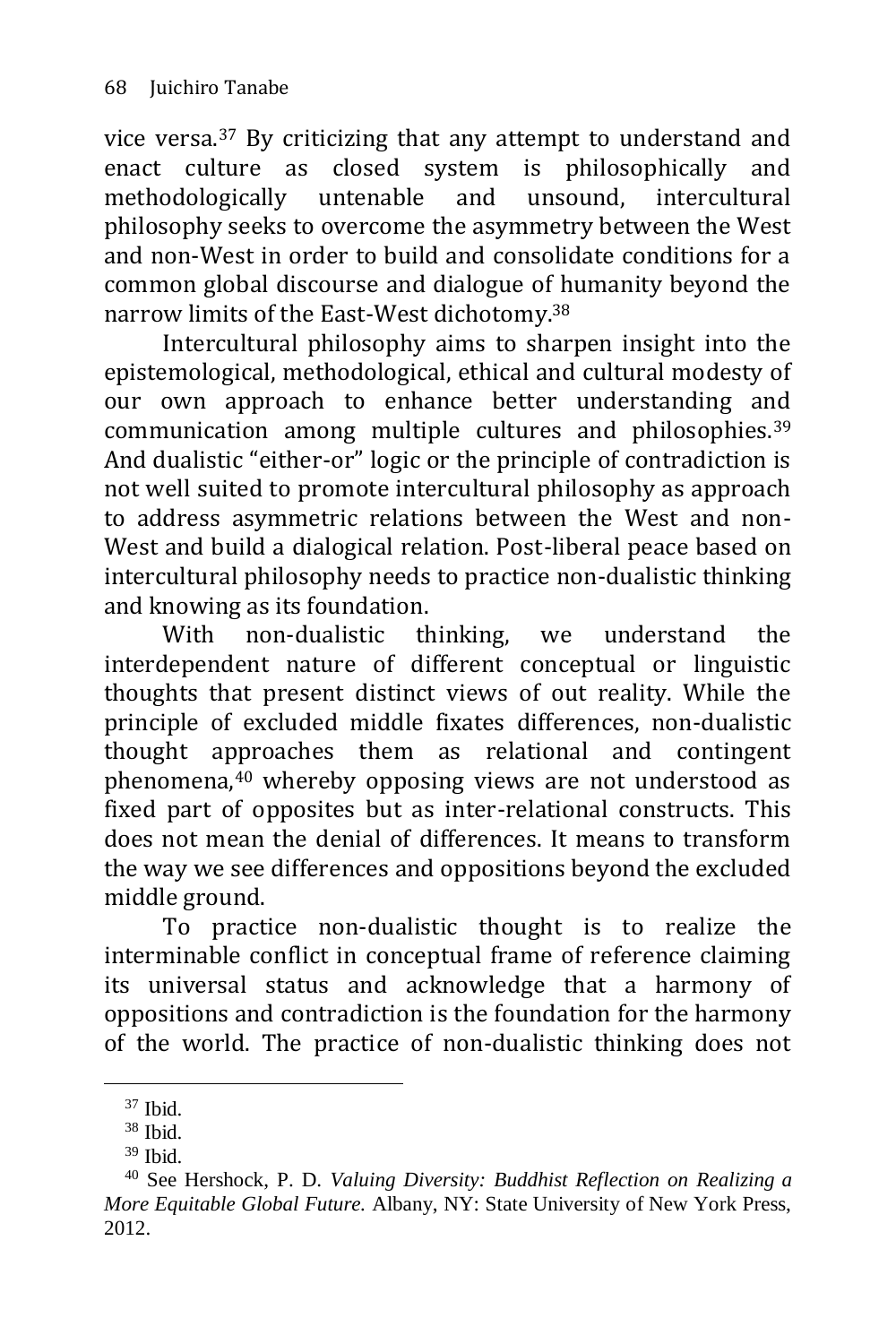vice versa.[37] By criticizing that any attempt to understand and enact culture as closed system is philosophically and methodologically untenable and unsound, intercultural philosophy seeks to overcome the asymmetry between the West and non-West in order to build and consolidate conditions for a common global discourse and dialogue of humanity beyond the narrow limits of the East-West dichotomy.[38]

Intercultural philosophy aims to sharpen insight into the epistemological, methodological, ethical and cultural modesty of our own approach to enhance better understanding and communication among multiple cultures and philosophies.[39] And dualistic "either-or" logic or the principle of contradiction is not well suited to promote intercultural philosophy as approach to address asymmetric relations between the West and non-West and build a dialogical relation. Post-liberal peace based on intercultural philosophy needs to practice non-dualistic thinking and knowing as its foundation.

With non-dualistic thinking, we understand the interdependent nature of different conceptual or linguistic thoughts that present distinct views of out reality. While the principle of excluded middle fixates differences, non-dualistic thought approaches them as relational and contingent phenomena,[40] whereby opposing views are not understood as fixed part of opposites but as inter-relational constructs. This does not mean the denial of differences. It means to transform the way we see differences and oppositions beyond the excluded middle ground.

To practice non-dualistic thought is to realize the interminable conflict in conceptual frame of reference claiming its universal status and acknowledge that a harmony of oppositions and contradiction is the foundation for the harmony of the world. The practice of non-dualistic thinking does not

---

[37] Ibid.

[38] Ibid.

[39] Ibid.

[40] See Hershock, P. D. *Valuing Diversity: Buddhist Reflection on Realizing a More Equitable Global Future.* Albany, NY: State University of New York Press, 2012.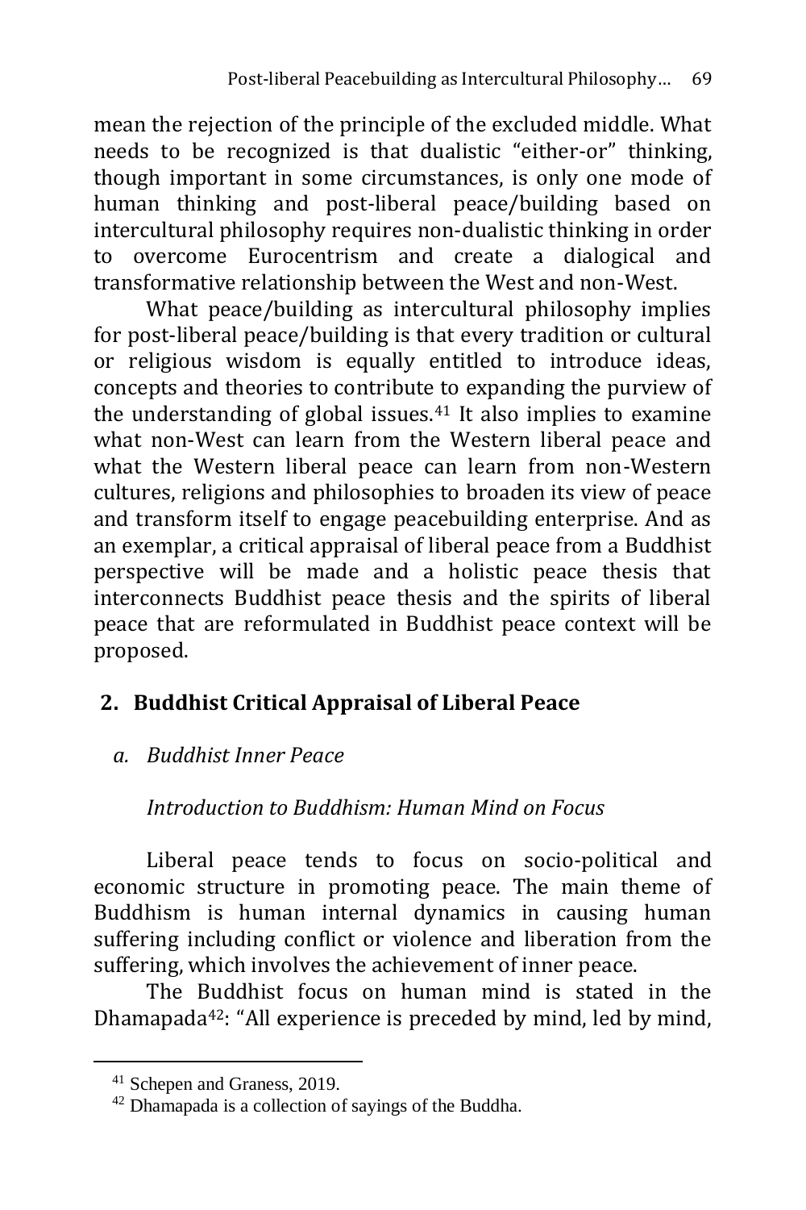mean the rejection of the principle of the excluded middle. What needs to be recognized is that dualistic "either-or" thinking, though important in some circumstances, is only one mode of human thinking and post-liberal peace/building based on intercultural philosophy requires non-dualistic thinking in order to overcome Eurocentrism and create a dialogical and transformative relationship between the West and non-West.

What peace/building as intercultural philosophy implies for post-liberal peace/building is that every tradition or cultural or religious wisdom is equally entitled to introduce ideas, concepts and theories to contribute to expanding the purview of the understanding of global issues.[41] It also implies to examine what non-West can learn from the Western liberal peace and what the Western liberal peace can learn from non-Western cultures, religions and philosophies to broaden its view of peace and transform itself to engage peacebuilding enterprise. And as an exemplar, a critical appraisal of liberal peace from a Buddhist perspective will be made and a holistic peace thesis that interconnects Buddhist peace thesis and the spirits of liberal peace that are reformulated in Buddhist peace context will be proposed.

## 2. Buddhist Critical Appraisal of Liberal Peace

### *a. Buddhist Inner Peace*

*Introduction to Buddhism: Human Mind on Focus*

Liberal peace tends to focus on socio-political and economic structure in promoting peace. The main theme of Buddhism is human internal dynamics in causing human suffering including conflict or violence and liberation from the suffering, which involves the achievement of inner peace.

The Buddhist focus on human mind is stated in the Dhamapada[42]: "All experience is preceded by mind, led by mind,

---

[41] Schepen and Graness, 2019.

[42] Dhamapada is a collection of sayings of the Buddha.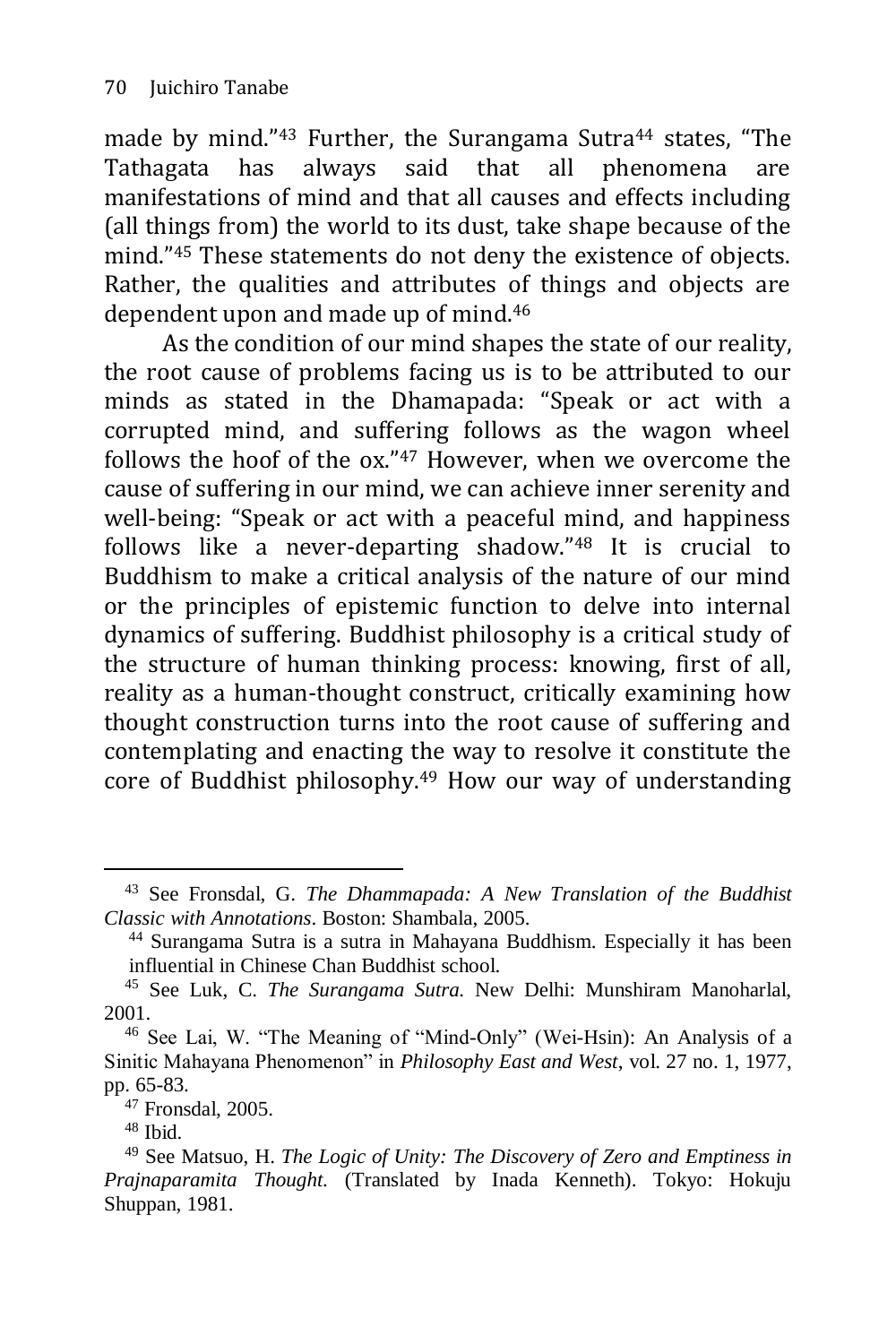made by mind."[43] Further, the Surangama Sutra[44] states, "The Tathagata has always said that all phenomena are manifestations of mind and that all causes and effects including (all things from) the world to its dust, take shape because of the mind."[45] These statements do not deny the existence of objects. Rather, the qualities and attributes of things and objects are dependent upon and made up of mind.[46]

As the condition of our mind shapes the state of our reality, the root cause of problems facing us is to be attributed to our minds as stated in the Dhamapada: "Speak or act with a corrupted mind, and suffering follows as the wagon wheel follows the hoof of the ox."[47] However, when we overcome the cause of suffering in our mind, we can achieve inner serenity and well-being: "Speak or act with a peaceful mind, and happiness follows like a never-departing shadow."[48] It is crucial to Buddhism to make a critical analysis of the nature of our mind or the principles of epistemic function to delve into internal dynamics of suffering. Buddhist philosophy is a critical study of the structure of human thinking process: knowing, first of all, reality as a human-thought construct, critically examining how thought construction turns into the root cause of suffering and contemplating and enacting the way to resolve it constitute the core of Buddhist philosophy.[49] How our way of understanding

---

[43] See Fronsdal, G. *The Dhammapada: A New Translation of the Buddhist Classic with Annotations*. Boston: Shambala, 2005.

[44] Surangama Sutra is a sutra in Mahayana Buddhism. Especially it has been influential in Chinese Chan Buddhist school.

[45] See Luk, C. *The Surangama Sutra*. New Delhi: Munshiram Manoharlal, 2001.

[46] See Lai, W. "The Meaning of "Mind-Only" (Wei-Hsin): An Analysis of a Sinitic Mahayana Phenomenon" in *Philosophy East and West*, vol. 27 no. 1, 1977, pp. 65-83.

[47] Fronsdal, 2005.

[48] Ibid.

[49] See Matsuo, H. *The Logic of Unity: The Discovery of Zero and Emptiness in Prajnaparamita Thought*. (Translated by Inada Kenneth). Tokyo: Hokuju Shuppan, 1981.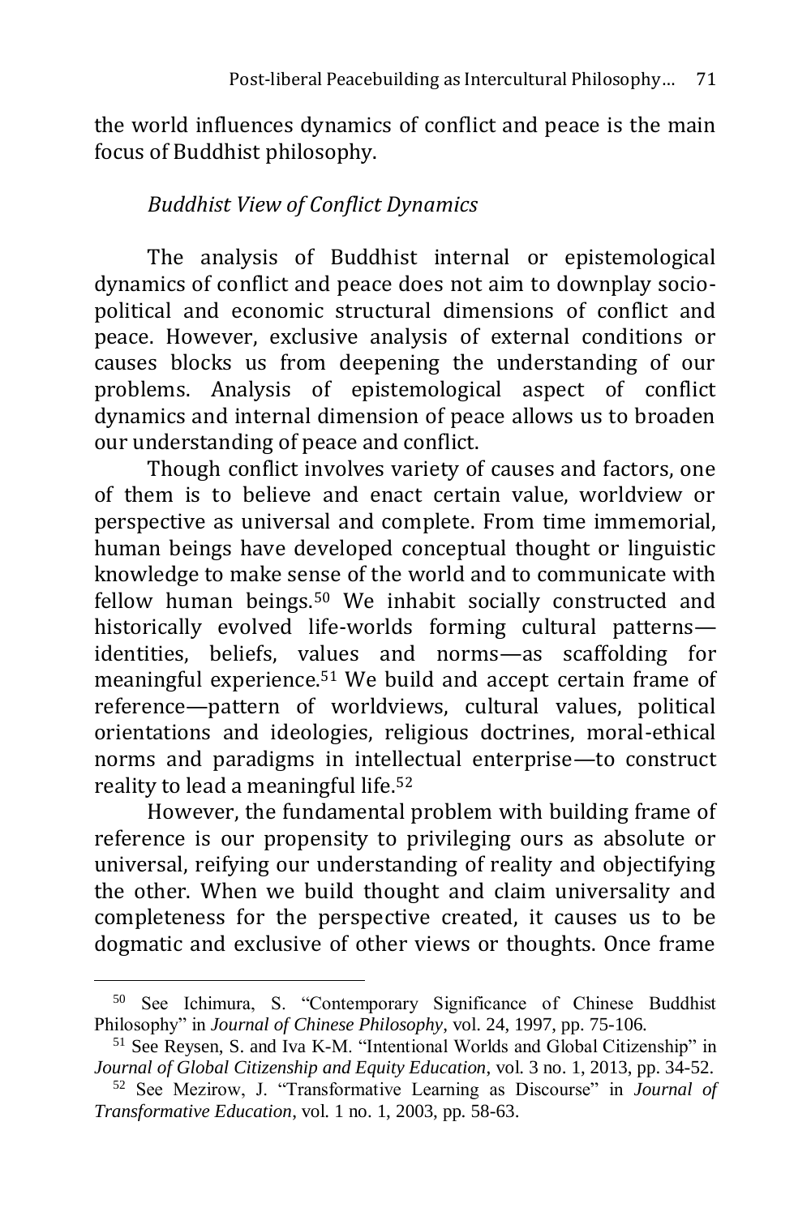the world influences dynamics of conflict and peace is the main focus of Buddhist philosophy.

*Buddhist View of Conflict Dynamics*

The analysis of Buddhist internal or epistemological dynamics of conflict and peace does not aim to downplay socio-political and economic structural dimensions of conflict and peace. However, exclusive analysis of external conditions or causes blocks us from deepening the understanding of our problems. Analysis of epistemological aspect of conflict dynamics and internal dimension of peace allows us to broaden our understanding of peace and conflict.

Though conflict involves variety of causes and factors, one of them is to believe and enact certain value, worldview or perspective as universal and complete. From time immemorial, human beings have developed conceptual thought or linguistic knowledge to make sense of the world and to communicate with fellow human beings.[50] We inhabit socially constructed and historically evolved life-worlds forming cultural patterns—identities, beliefs, values and norms—as scaffolding for meaningful experience.[51] We build and accept certain frame of reference—pattern of worldviews, cultural values, political orientations and ideologies, religious doctrines, moral-ethical norms and paradigms in intellectual enterprise—to construct reality to lead a meaningful life.[52]

However, the fundamental problem with building frame of reference is our propensity to privileging ours as absolute or universal, reifying our understanding of reality and objectifying the other. When we build thought and claim universality and completeness for the perspective created, it causes us to be dogmatic and exclusive of other views or thoughts. Once frame

---

[50] See Ichimura, S. "Contemporary Significance of Chinese Buddhist Philosophy" in *Journal of Chinese Philosophy*, vol. 24, 1997, pp. 75-106.

[51] See Reysen, S. and Iva K-M. "Intentional Worlds and Global Citizenship" in *Journal of Global Citizenship and Equity Education*, vol. 3 no. 1, 2013, pp. 34-52.

[52] See Mezirow, J. "Transformative Learning as Discourse" in *Journal of Transformative Education*, vol. 1 no. 1, 2003, pp. 58-63.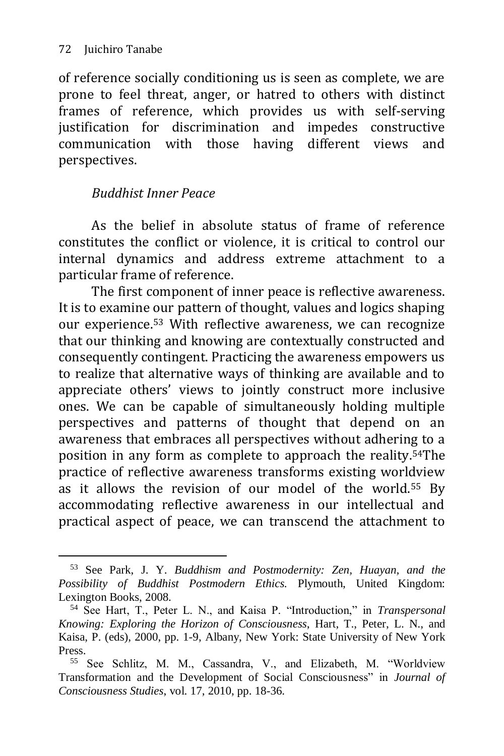of reference socially conditioning us is seen as complete, we are prone to feel threat, anger, or hatred to others with distinct frames of reference, which provides us with self-serving justification for discrimination and impedes constructive communication with those having different views and perspectives.

### *Buddhist Inner Peace*

As the belief in absolute status of frame of reference constitutes the conflict or violence, it is critical to control our internal dynamics and address extreme attachment to a particular frame of reference.

The first component of inner peace is reflective awareness. It is to examine our pattern of thought, values and logics shaping our experience.[53] With reflective awareness, we can recognize that our thinking and knowing are contextually constructed and consequently contingent. Practicing the awareness empowers us to realize that alternative ways of thinking are available and to appreciate others' views to jointly construct more inclusive ones. We can be capable of simultaneously holding multiple perspectives and patterns of thought that depend on an awareness that embraces all perspectives without adhering to a position in any form as complete to approach the reality.[54]The practice of reflective awareness transforms existing worldview as it allows the revision of our model of the world.[55] By accommodating reflective awareness in our intellectual and practical aspect of peace, we can transcend the attachment to

---

[53] See Park, J. Y. *Buddhism and Postmodernity: Zen, Huayan, and the Possibility of Buddhist Postmodern Ethics.* Plymouth, United Kingdom: Lexington Books, 2008.

[54] See Hart, T., Peter L. N., and Kaisa P. "Introduction," in *Transpersonal Knowing: Exploring the Horizon of Consciousness*, Hart, T., Peter, L. N., and Kaisa, P. (eds), 2000, pp. 1-9, Albany, New York: State University of New York Press.

[55] See Schlitz, M. M., Cassandra, V., and Elizabeth, M. "Worldview Transformation and the Development of Social Consciousness" in *Journal of Consciousness Studies*, vol. 17, 2010, pp. 18-36.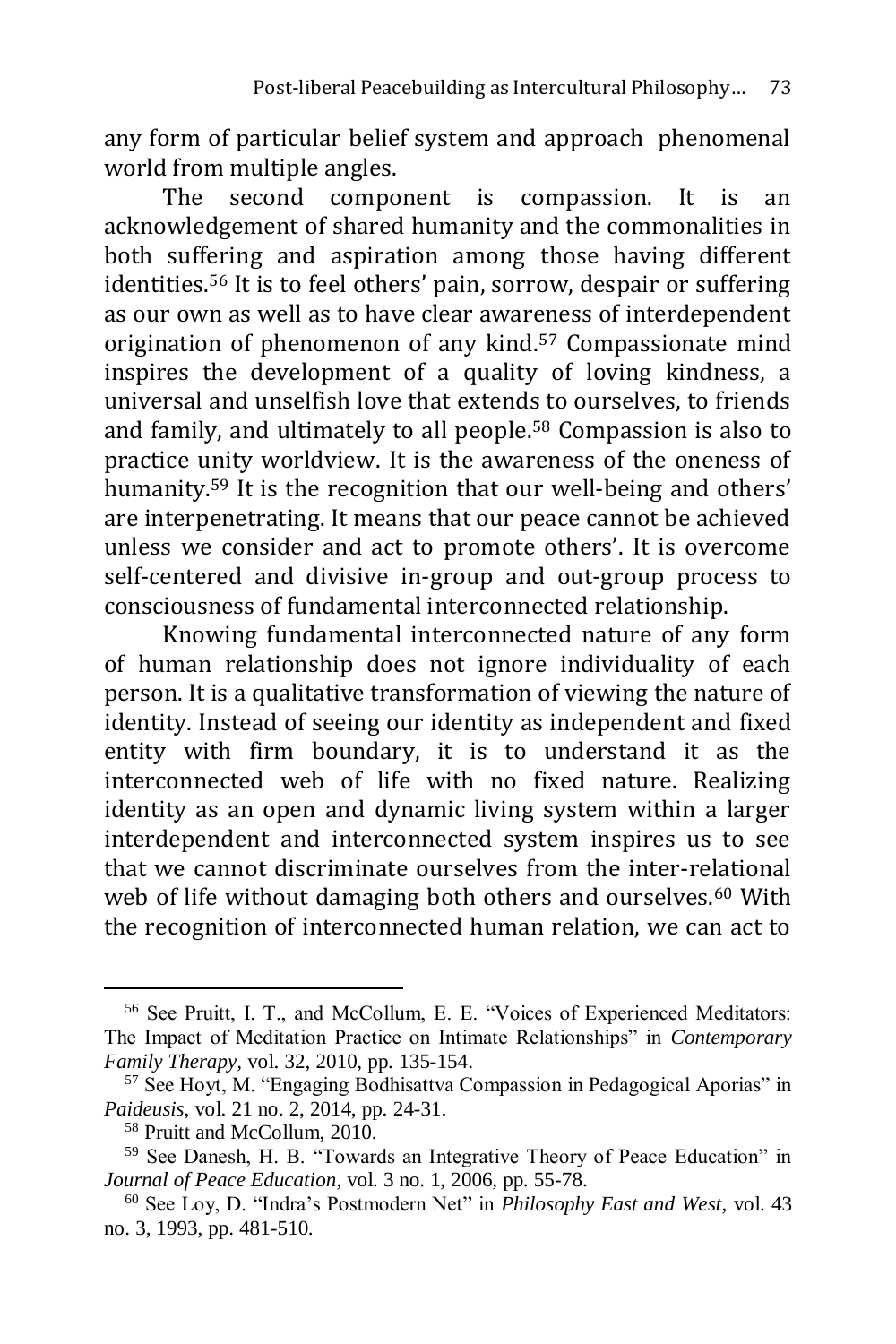any form of particular belief system and approach phenomenal world from multiple angles.

The second component is compassion. It is an acknowledgement of shared humanity and the commonalities in both suffering and aspiration among those having different identities.[56] It is to feel others' pain, sorrow, despair or suffering as our own as well as to have clear awareness of interdependent origination of phenomenon of any kind.[57] Compassionate mind inspires the development of a quality of loving kindness, a universal and unselfish love that extends to ourselves, to friends and family, and ultimately to all people.[58] Compassion is also to practice unity worldview. It is the awareness of the oneness of humanity.[59] It is the recognition that our well-being and others' are interpenetrating. It means that our peace cannot be achieved unless we consider and act to promote others'. It is overcome self-centered and divisive in-group and out-group process to consciousness of fundamental interconnected relationship.

Knowing fundamental interconnected nature of any form of human relationship does not ignore individuality of each person. It is a qualitative transformation of viewing the nature of identity. Instead of seeing our identity as independent and fixed entity with firm boundary, it is to understand it as the interconnected web of life with no fixed nature. Realizing identity as an open and dynamic living system within a larger interdependent and interconnected system inspires us to see that we cannot discriminate ourselves from the inter-relational web of life without damaging both others and ourselves.[60] With the recognition of interconnected human relation, we can act to

---

[56] See Pruitt, I. T., and McCollum, E. E. "Voices of Experienced Meditators: The Impact of Meditation Practice on Intimate Relationships" in *Contemporary Family Therapy*, vol. 32, 2010, pp. 135-154.

[57] See Hoyt, M. "Engaging Bodhisattva Compassion in Pedagogical Aporias" in *Paideusis*, vol. 21 no. 2, 2014, pp. 24-31.

[58] Pruitt and McCollum, 2010.

[59] See Danesh, H. B. "Towards an Integrative Theory of Peace Education" in *Journal of Peace Education*, vol. 3 no. 1, 2006, pp. 55-78.

[60] See Loy, D. "Indra's Postmodern Net" in *Philosophy East and West*, vol. 43 no. 3, 1993, pp. 481-510.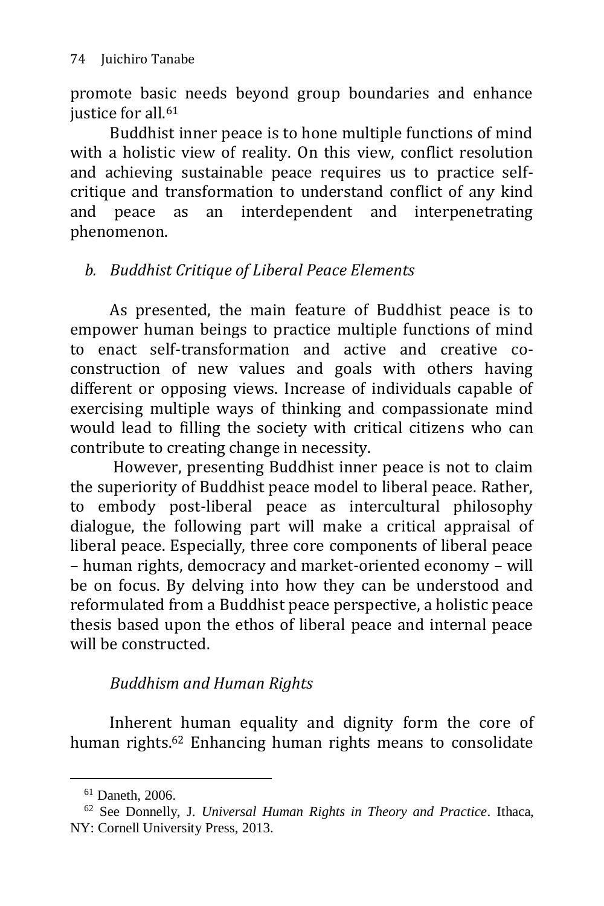promote basic needs beyond group boundaries and enhance justice for all.[61]

Buddhist inner peace is to hone multiple functions of mind with a holistic view of reality. On this view, conflict resolution and achieving sustainable peace requires us to practice self-critique and transformation to understand conflict of any kind and peace as an interdependent and interpenetrating phenomenon.

### *b. Buddhist Critique of Liberal Peace Elements*

As presented, the main feature of Buddhist peace is to empower human beings to practice multiple functions of mind to enact self-transformation and active and creative co-construction of new values and goals with others having different or opposing views. Increase of individuals capable of exercising multiple ways of thinking and compassionate mind would lead to filling the society with critical citizens who can contribute to creating change in necessity.

However, presenting Buddhist inner peace is not to claim the superiority of Buddhist peace model to liberal peace. Rather, to embody post-liberal peace as intercultural philosophy dialogue, the following part will make a critical appraisal of liberal peace. Especially, three core components of liberal peace – human rights, democracy and market-oriented economy – will be on focus. By delving into how they can be understood and reformulated from a Buddhist peace perspective, a holistic peace thesis based upon the ethos of liberal peace and internal peace will be constructed.

#### *Buddhism and Human Rights*

Inherent human equality and dignity form the core of human rights.[62] Enhancing human rights means to consolidate

---

[61] Daneth, 2006.

[62] See Donnelly, J. *Universal Human Rights in Theory and Practice*. Ithaca, NY: Cornell University Press, 2013.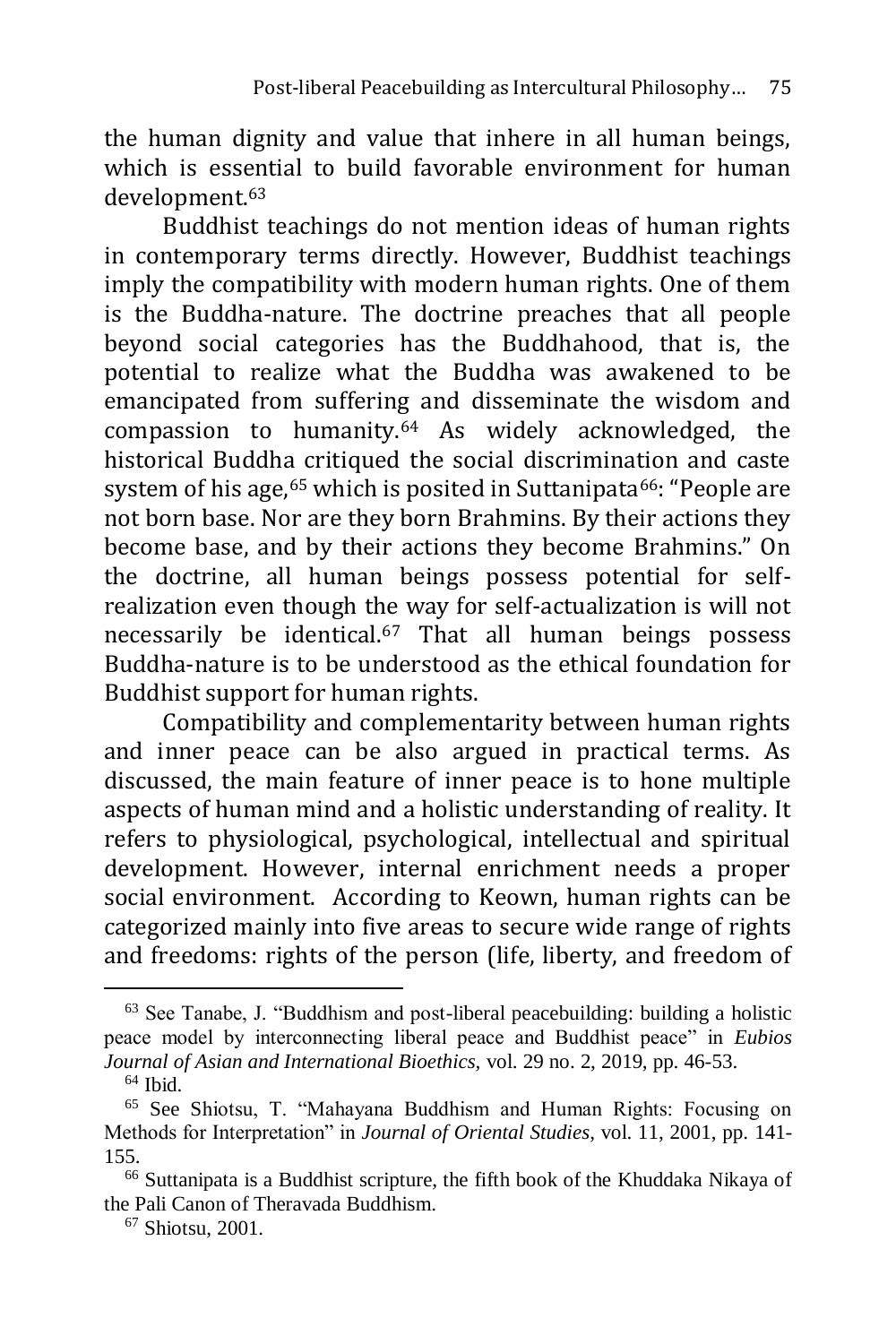the human dignity and value that inhere in all human beings, which is essential to build favorable environment for human development.[63]

Buddhist teachings do not mention ideas of human rights in contemporary terms directly. However, Buddhist teachings imply the compatibility with modern human rights. One of them is the Buddha-nature. The doctrine preaches that all people beyond social categories has the Buddhahood, that is, the potential to realize what the Buddha was awakened to be emancipated from suffering and disseminate the wisdom and compassion to humanity.[64] As widely acknowledged, the historical Buddha critiqued the social discrimination and caste system of his age,[65] which is posited in Suttanipata[66]: "People are not born base. Nor are they born Brahmins. By their actions they become base, and by their actions they become Brahmins." On the doctrine, all human beings possess potential for self-realization even though the way for self-actualization is will not necessarily be identical.[67] That all human beings possess Buddha-nature is to be understood as the ethical foundation for Buddhist support for human rights.

Compatibility and complementarity between human rights and inner peace can be also argued in practical terms. As discussed, the main feature of inner peace is to hone multiple aspects of human mind and a holistic understanding of reality. It refers to physiological, psychological, intellectual and spiritual development. However, internal enrichment needs a proper social environment. According to Keown, human rights can be categorized mainly into five areas to secure wide range of rights and freedoms: rights of the person (life, liberty, and freedom of

---

[63] See Tanabe, J. "Buddhism and post-liberal peacebuilding: building a holistic peace model by interconnecting liberal peace and Buddhist peace" in *Eubios Journal of Asian and International Bioethics*, vol. 29 no. 2, 2019, pp. 46-53.

[64] Ibid.

[65] See Shiotsu, T. "Mahayana Buddhism and Human Rights: Focusing on Methods for Interpretation" in *Journal of Oriental Studies*, vol. 11, 2001, pp. 141-155.

[66] Suttanipata is a Buddhist scripture, the fifth book of the Khuddaka Nikaya of the Pali Canon of Theravada Buddhism.

[67] Shiotsu, 2001.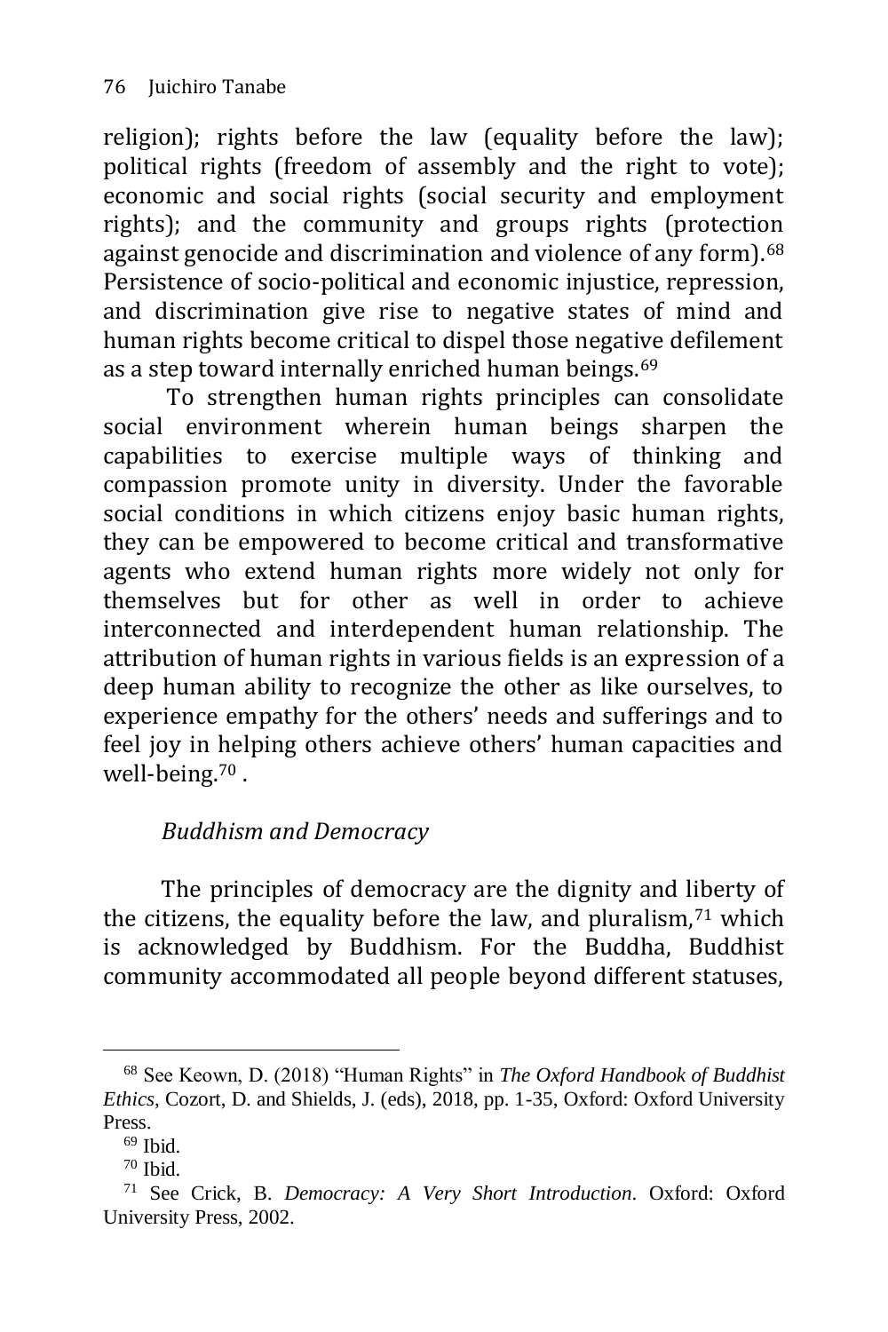religion); rights before the law (equality before the law); political rights (freedom of assembly and the right to vote); economic and social rights (social security and employment rights); and the community and groups rights (protection against genocide and discrimination and violence of any form).[68] Persistence of socio-political and economic injustice, repression, and discrimination give rise to negative states of mind and human rights become critical to dispel those negative defilement as a step toward internally enriched human beings.[69]

To strengthen human rights principles can consolidate social environment wherein human beings sharpen the capabilities to exercise multiple ways of thinking and compassion promote unity in diversity. Under the favorable social conditions in which citizens enjoy basic human rights, they can be empowered to become critical and transformative agents who extend human rights more widely not only for themselves but for other as well in order to achieve interconnected and interdependent human relationship. The attribution of human rights in various fields is an expression of a deep human ability to recognize the other as like ourselves, to experience empathy for the others' needs and sufferings and to feel joy in helping others achieve others' human capacities and well-being.[70] .

### *Buddhism and Democracy*

The principles of democracy are the dignity and liberty of the citizens, the equality before the law, and pluralism,[71] which is acknowledged by Buddhism. For the Buddha, Buddhist community accommodated all people beyond different statuses,

---

[68] See Keown, D. (2018) "Human Rights" in *The Oxford Handbook of Buddhist Ethics*, Cozort, D. and Shields, J. (eds), 2018, pp. 1-35, Oxford: Oxford University Press.

[69] Ibid.

[70] Ibid.

[71] See Crick, B. *Democracy: A Very Short Introduction*. Oxford: Oxford University Press, 2002.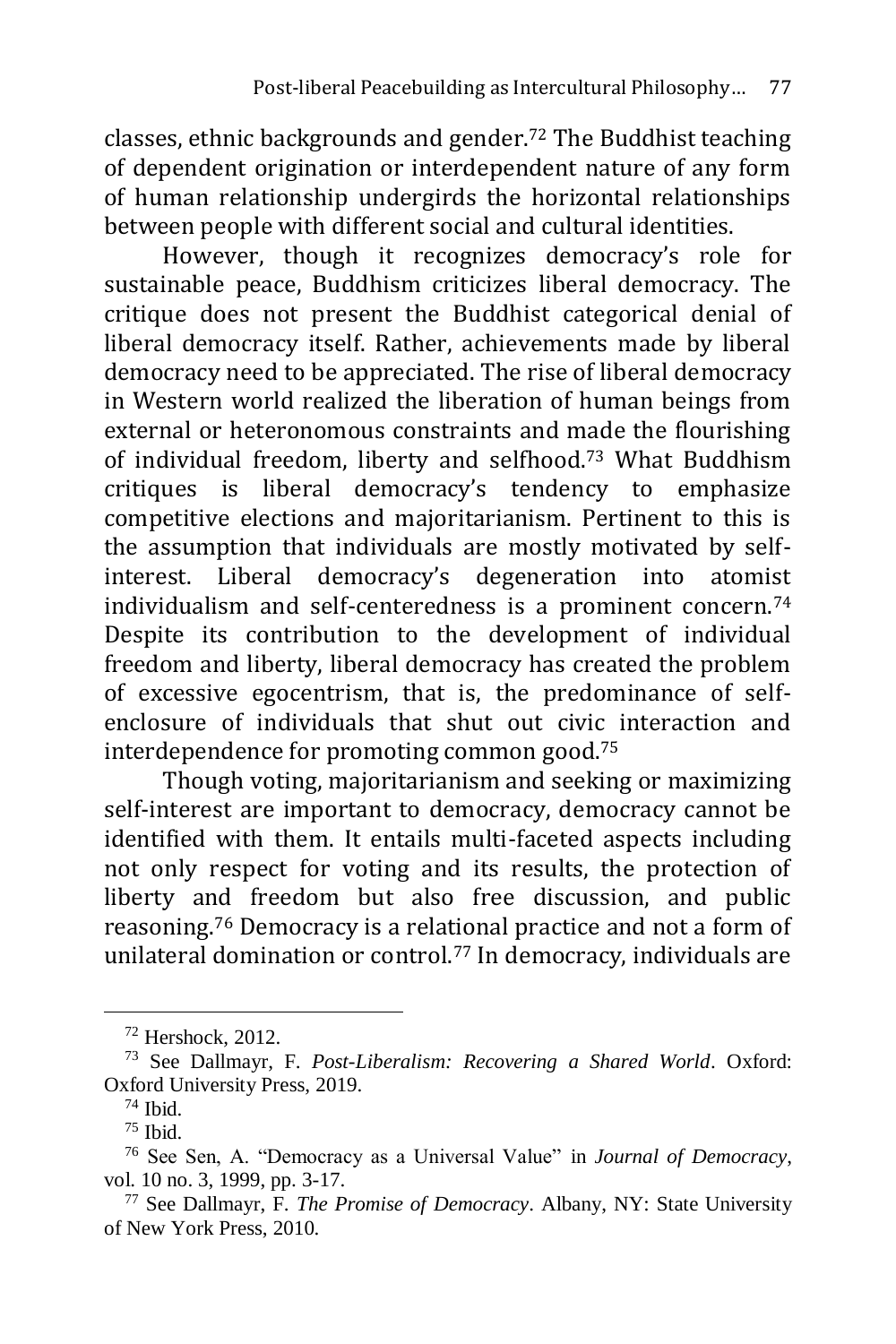classes, ethnic backgrounds and gender.[72] The Buddhist teaching of dependent origination or interdependent nature of any form of human relationship undergirds the horizontal relationships between people with different social and cultural identities.

However, though it recognizes democracy's role for sustainable peace, Buddhism criticizes liberal democracy. The critique does not present the Buddhist categorical denial of liberal democracy itself. Rather, achievements made by liberal democracy need to be appreciated. The rise of liberal democracy in Western world realized the liberation of human beings from external or heteronomous constraints and made the flourishing of individual freedom, liberty and selfhood.[73] What Buddhism critiques is liberal democracy's tendency to emphasize competitive elections and majoritarianism. Pertinent to this is the assumption that individuals are mostly motivated by self-interest. Liberal democracy's degeneration into atomist individualism and self-centeredness is a prominent concern.[74] Despite its contribution to the development of individual freedom and liberty, liberal democracy has created the problem of excessive egocentrism, that is, the predominance of self-enclosure of individuals that shut out civic interaction and interdependence for promoting common good.[75]

Though voting, majoritarianism and seeking or maximizing self-interest are important to democracy, democracy cannot be identified with them. It entails multi-faceted aspects including not only respect for voting and its results, the protection of liberty and freedom but also free discussion, and public reasoning.[76] Democracy is a relational practice and not a form of unilateral domination or control.[77] In democracy, individuals are

---

[72] Hershock, 2012.

[73] See Dallmayr, F. *Post-Liberalism: Recovering a Shared World*. Oxford: Oxford University Press, 2019.

[74] Ibid.

[75] Ibid.

[76] See Sen, A. "Democracy as a Universal Value" in *Journal of Democracy*, vol. 10 no. 3, 1999, pp. 3-17.

[77] See Dallmayr, F. *The Promise of Democracy*. Albany, NY: State University of New York Press, 2010.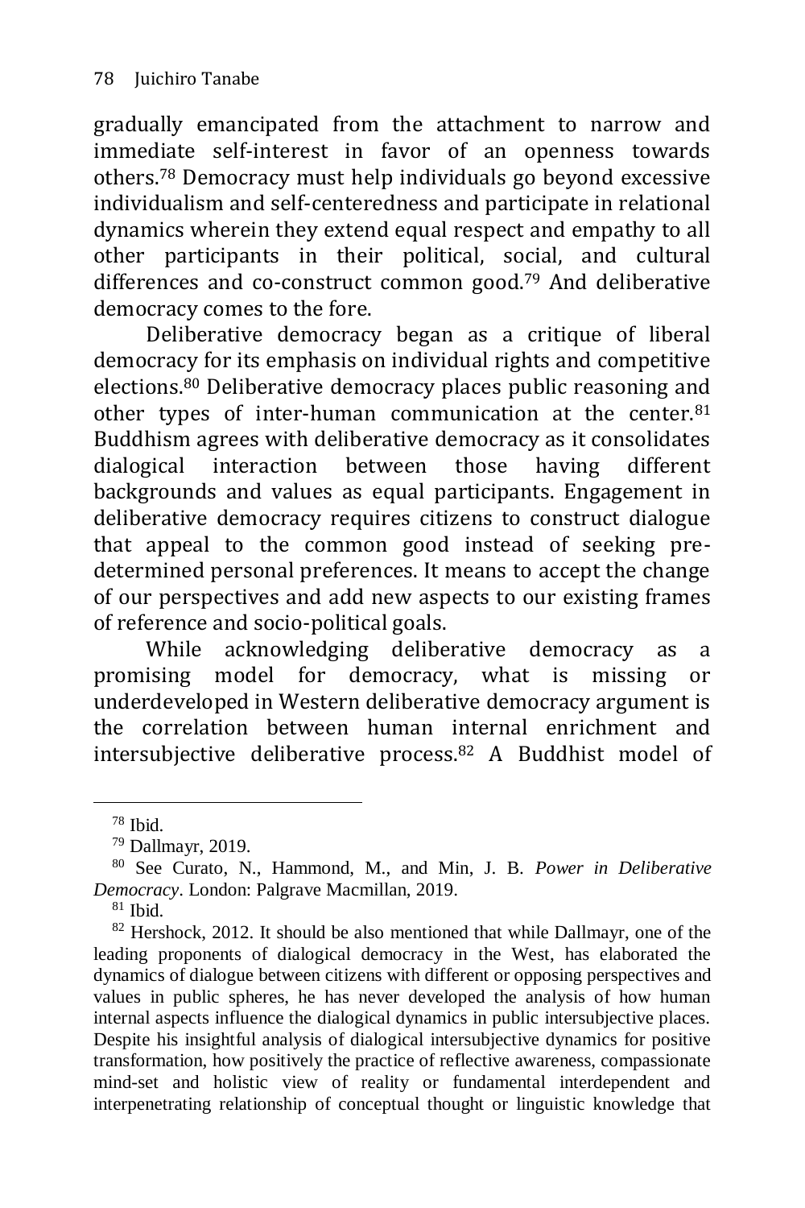gradually emancipated from the attachment to narrow and immediate self-interest in favor of an openness towards others.[78] Democracy must help individuals go beyond excessive individualism and self-centeredness and participate in relational dynamics wherein they extend equal respect and empathy to all other participants in their political, social, and cultural differences and co-construct common good.[79] And deliberative democracy comes to the fore.

Deliberative democracy began as a critique of liberal democracy for its emphasis on individual rights and competitive elections.[80] Deliberative democracy places public reasoning and other types of inter-human communication at the center.[81] Buddhism agrees with deliberative democracy as it consolidates dialogical interaction between those having different backgrounds and values as equal participants. Engagement in deliberative democracy requires citizens to construct dialogue that appeal to the common good instead of seeking pre-determined personal preferences. It means to accept the change of our perspectives and add new aspects to our existing frames of reference and socio-political goals.

While acknowledging deliberative democracy as a promising model for democracy, what is missing or underdeveloped in Western deliberative democracy argument is the correlation between human internal enrichment and intersubjective deliberative process.[82] A Buddhist model of

---

[78] Ibid.

[79] Dallmayr, 2019.

[80] See Curato, N., Hammond, M., and Min, J. B. *Power in Deliberative Democracy*. London: Palgrave Macmillan, 2019.

[81] Ibid.

[82] Hershock, 2012. It should be also mentioned that while Dallmayr, one of the leading proponents of dialogical democracy in the West, has elaborated the dynamics of dialogue between citizens with different or opposing perspectives and values in public spheres, he has never developed the analysis of how human internal aspects influence the dialogical dynamics in public intersubjective places. Despite his insightful analysis of dialogical intersubjective dynamics for positive transformation, how positively the practice of reflective awareness, compassionate mind-set and holistic view of reality or fundamental interdependent and interpenetrating relationship of conceptual thought or linguistic knowledge that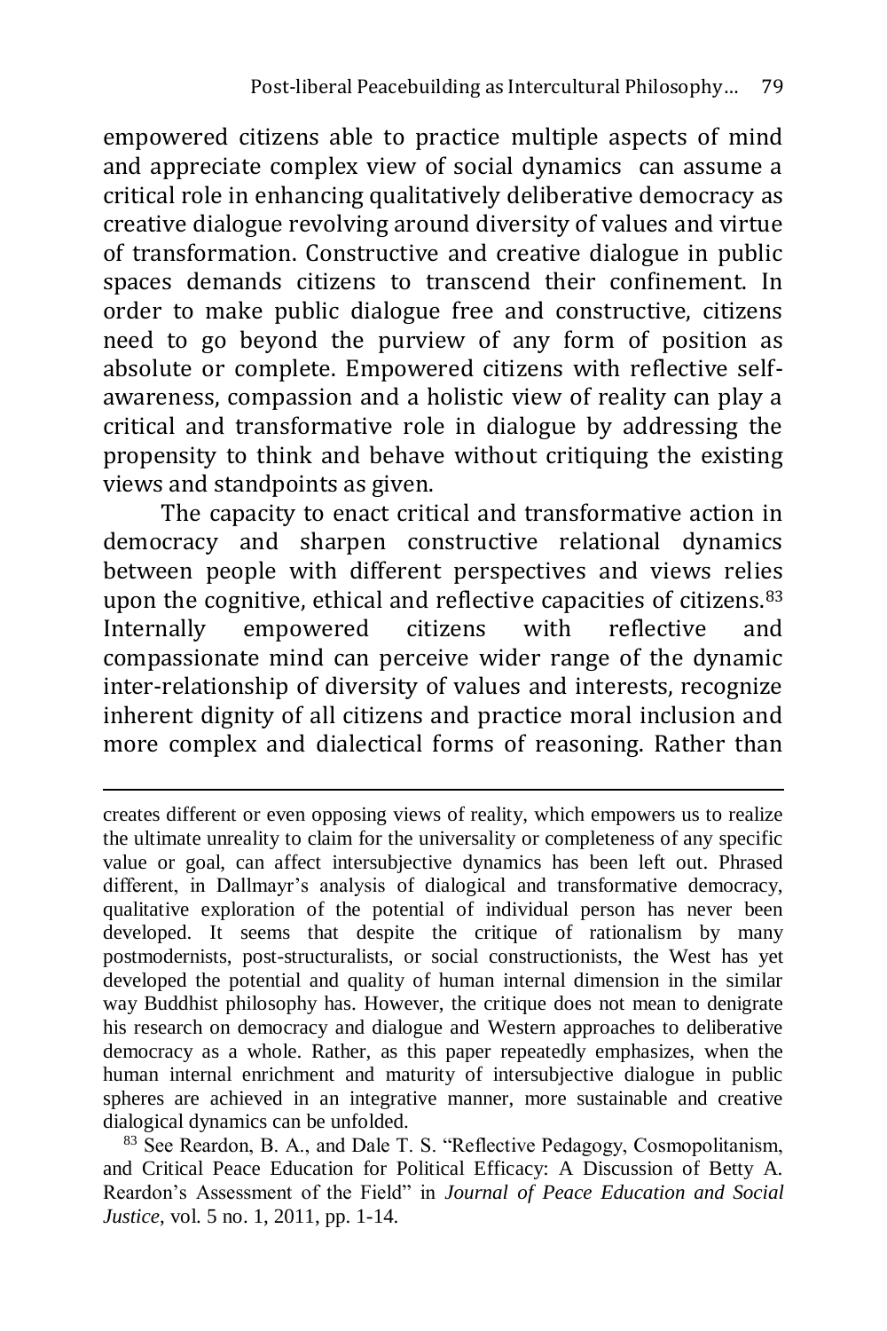empowered citizens able to practice multiple aspects of mind and appreciate complex view of social dynamics can assume a critical role in enhancing qualitatively deliberative democracy as creative dialogue revolving around diversity of values and virtue of transformation. Constructive and creative dialogue in public spaces demands citizens to transcend their confinement. In order to make public dialogue free and constructive, citizens need to go beyond the purview of any form of position as absolute or complete. Empowered citizens with reflective self-awareness, compassion and a holistic view of reality can play a critical and transformative role in dialogue by addressing the propensity to think and behave without critiquing the existing views and standpoints as given.

The capacity to enact critical and transformative action in democracy and sharpen constructive relational dynamics between people with different perspectives and views relies upon the cognitive, ethical and reflective capacities of citizens.[83] Internally empowered citizens with reflective and compassionate mind can perceive wider range of the dynamic inter-relationship of diversity of values and interests, recognize inherent dignity of all citizens and practice moral inclusion and more complex and dialectical forms of reasoning. Rather than

---

creates different or even opposing views of reality, which empowers us to realize the ultimate unreality to claim for the universality or completeness of any specific value or goal, can affect intersubjective dynamics has been left out. Phrased different, in Dallmayr's analysis of dialogical and transformative democracy, qualitative exploration of the potential of individual person has never been developed. It seems that despite the critique of rationalism by many postmodernists, post-structuralists, or social constructionists, the West has yet developed the potential and quality of human internal dimension in the similar way Buddhist philosophy has. However, the critique does not mean to denigrate his research on democracy and dialogue and Western approaches to deliberative democracy as a whole. Rather, as this paper repeatedly emphasizes, when the human internal enrichment and maturity of intersubjective dialogue in public spheres are achieved in an integrative manner, more sustainable and creative dialogical dynamics can be unfolded.

[83] See Reardon, B. A., and Dale T. S. "Reflective Pedagogy, Cosmopolitanism, and Critical Peace Education for Political Efficacy: A Discussion of Betty A. Reardon's Assessment of the Field" in *Journal of Peace Education and Social Justice*, vol. 5 no. 1, 2011, pp. 1-14.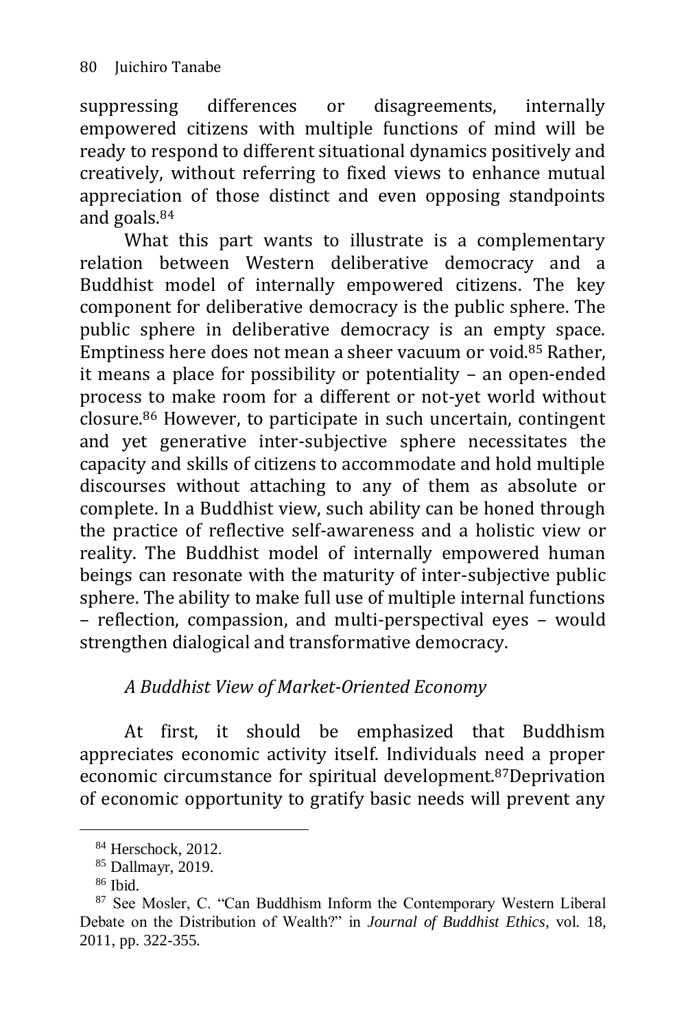suppressing differences or disagreements, internally empowered citizens with multiple functions of mind will be ready to respond to different situational dynamics positively and creatively, without referring to fixed views to enhance mutual appreciation of those distinct and even opposing standpoints and goals.[84]

What this part wants to illustrate is a complementary relation between Western deliberative democracy and a Buddhist model of internally empowered citizens. The key component for deliberative democracy is the public sphere. The public sphere in deliberative democracy is an empty space. Emptiness here does not mean a sheer vacuum or void.[85] Rather, it means a place for possibility or potentiality – an open-ended process to make room for a different or not-yet world without closure.[86] However, to participate in such uncertain, contingent and yet generative inter-subjective sphere necessitates the capacity and skills of citizens to accommodate and hold multiple discourses without attaching to any of them as absolute or complete. In a Buddhist view, such ability can be honed through the practice of reflective self-awareness and a holistic view or reality. The Buddhist model of internally empowered human beings can resonate with the maturity of inter-subjective public sphere. The ability to make full use of multiple internal functions – reflection, compassion, and multi-perspectival eyes – would strengthen dialogical and transformative democracy.

### *A Buddhist View of Market-Oriented Economy*

At first, it should be emphasized that Buddhism appreciates economic activity itself. Individuals need a proper economic circumstance for spiritual development.[87]Deprivation of economic opportunity to gratify basic needs will prevent any

---

[84] Herschock, 2012.

[85] Dallmayr, 2019.

[86] Ibid.

[87] See Mosler, C. "Can Buddhism Inform the Contemporary Western Liberal Debate on the Distribution of Wealth?" in *Journal of Buddhist Ethics*, vol. 18, 2011, pp. 322-355.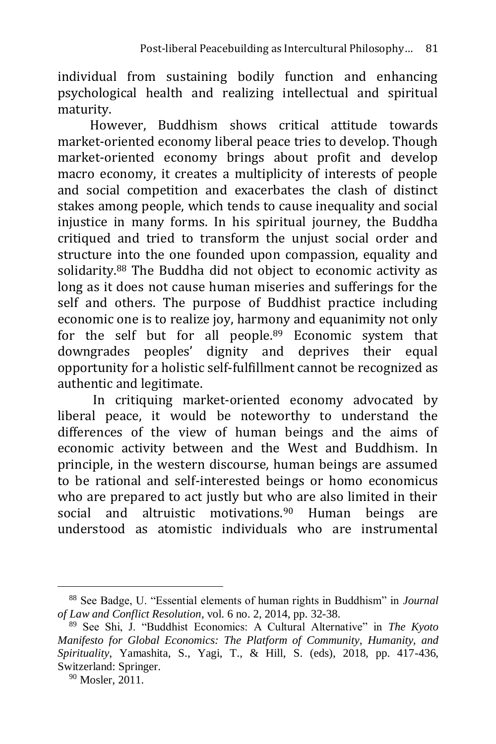individual from sustaining bodily function and enhancing psychological health and realizing intellectual and spiritual maturity.

However, Buddhism shows critical attitude towards market-oriented economy liberal peace tries to develop. Though market-oriented economy brings about profit and develop macro economy, it creates a multiplicity of interests of people and social competition and exacerbates the clash of distinct stakes among people, which tends to cause inequality and social injustice in many forms. In his spiritual journey, the Buddha critiqued and tried to transform the unjust social order and structure into the one founded upon compassion, equality and solidarity.[88] The Buddha did not object to economic activity as long as it does not cause human miseries and sufferings for the self and others. The purpose of Buddhist practice including economic one is to realize joy, harmony and equanimity not only for the self but for all people.[89] Economic system that downgrades peoples' dignity and deprives their equal opportunity for a holistic self-fulfillment cannot be recognized as authentic and legitimate.

In critiquing market-oriented economy advocated by liberal peace, it would be noteworthy to understand the differences of the view of human beings and the aims of economic activity between and the West and Buddhism. In principle, in the western discourse, human beings are assumed to be rational and self-interested beings or homo economicus who are prepared to act justly but who are also limited in their social and altruistic motivations.[90] Human beings are understood as atomistic individuals who are instrumental

---

[88] See Badge, U. "Essential elements of human rights in Buddhism" in *Journal of Law and Conflict Resolution*, vol. 6 no. 2, 2014, pp. 32-38.

[89] See Shi, J. "Buddhist Economics: A Cultural Alternative" in *The Kyoto Manifesto for Global Economics: The Platform of Community, Humanity, and Spirituality*, Yamashita, S., Yagi, T., & Hill, S. (eds), 2018, pp. 417-436, Switzerland: Springer.

[90] Mosler, 2011.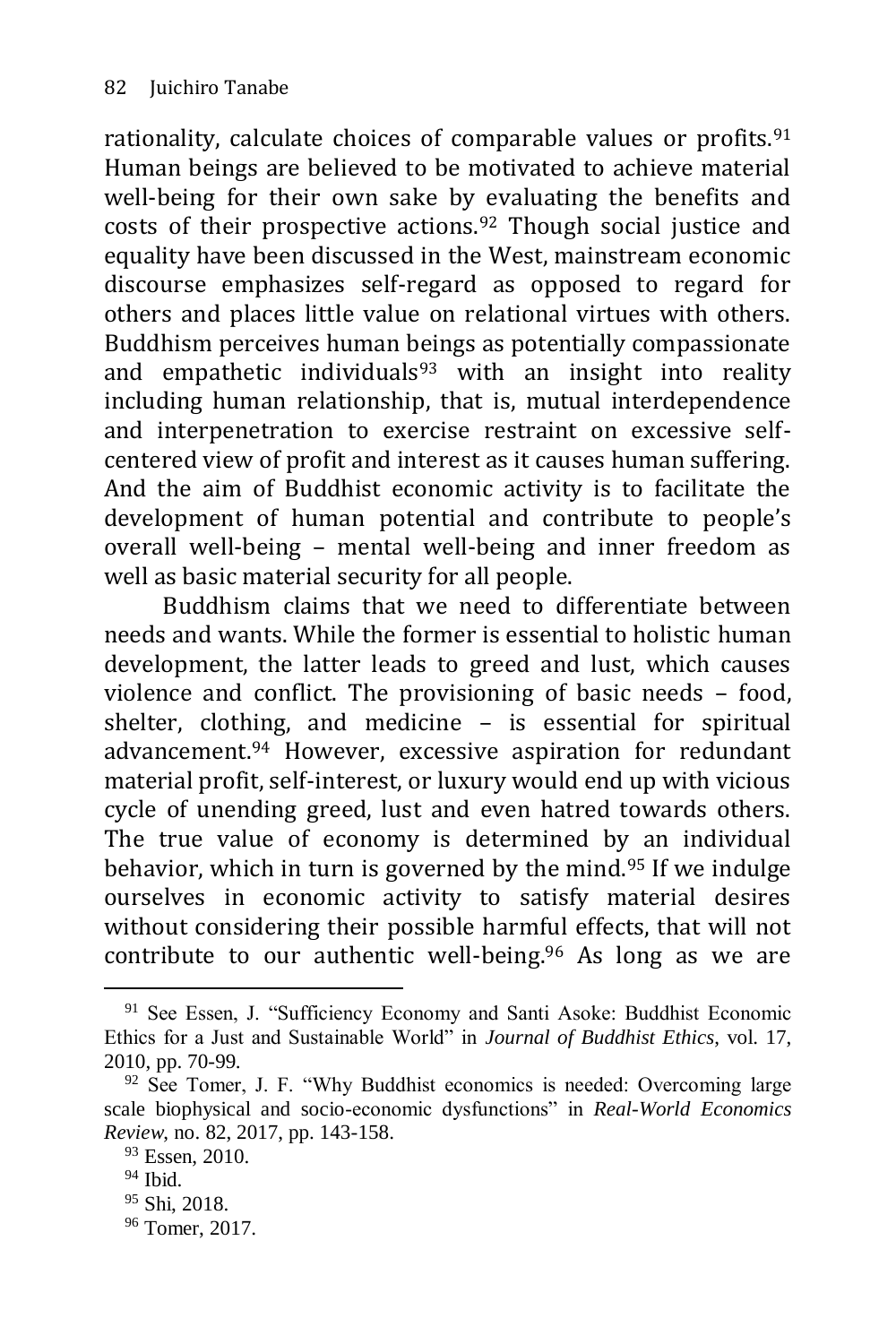rationality, calculate choices of comparable values or profits.[91] Human beings are believed to be motivated to achieve material well-being for their own sake by evaluating the benefits and costs of their prospective actions.[92] Though social justice and equality have been discussed in the West, mainstream economic discourse emphasizes self-regard as opposed to regard for others and places little value on relational virtues with others. Buddhism perceives human beings as potentially compassionate and empathetic individuals[93] with an insight into reality including human relationship, that is, mutual interdependence and interpenetration to exercise restraint on excessive self-centered view of profit and interest as it causes human suffering. And the aim of Buddhist economic activity is to facilitate the development of human potential and contribute to people's overall well-being – mental well-being and inner freedom as well as basic material security for all people.

Buddhism claims that we need to differentiate between needs and wants. While the former is essential to holistic human development, the latter leads to greed and lust, which causes violence and conflict. The provisioning of basic needs – food, shelter, clothing, and medicine – is essential for spiritual advancement.[94] However, excessive aspiration for redundant material profit, self-interest, or luxury would end up with vicious cycle of unending greed, lust and even hatred towards others. The true value of economy is determined by an individual behavior, which in turn is governed by the mind.[95] If we indulge ourselves in economic activity to satisfy material desires without considering their possible harmful effects, that will not contribute to our authentic well-being.[96] As long as we are

---

[91] See Essen, J. "Sufficiency Economy and Santi Asoke: Buddhist Economic Ethics for a Just and Sustainable World" in *Journal of Buddhist Ethics*, vol. 17, 2010, pp. 70-99.

[92] See Tomer, J. F. "Why Buddhist economics is needed: Overcoming large scale biophysical and socio-economic dysfunctions" in *Real-World Economics Review*, no. 82, 2017, pp. 143-158.

[93] Essen, 2010.

[94] Ibid.

[95] Shi, 2018.

[96] Tomer, 2017.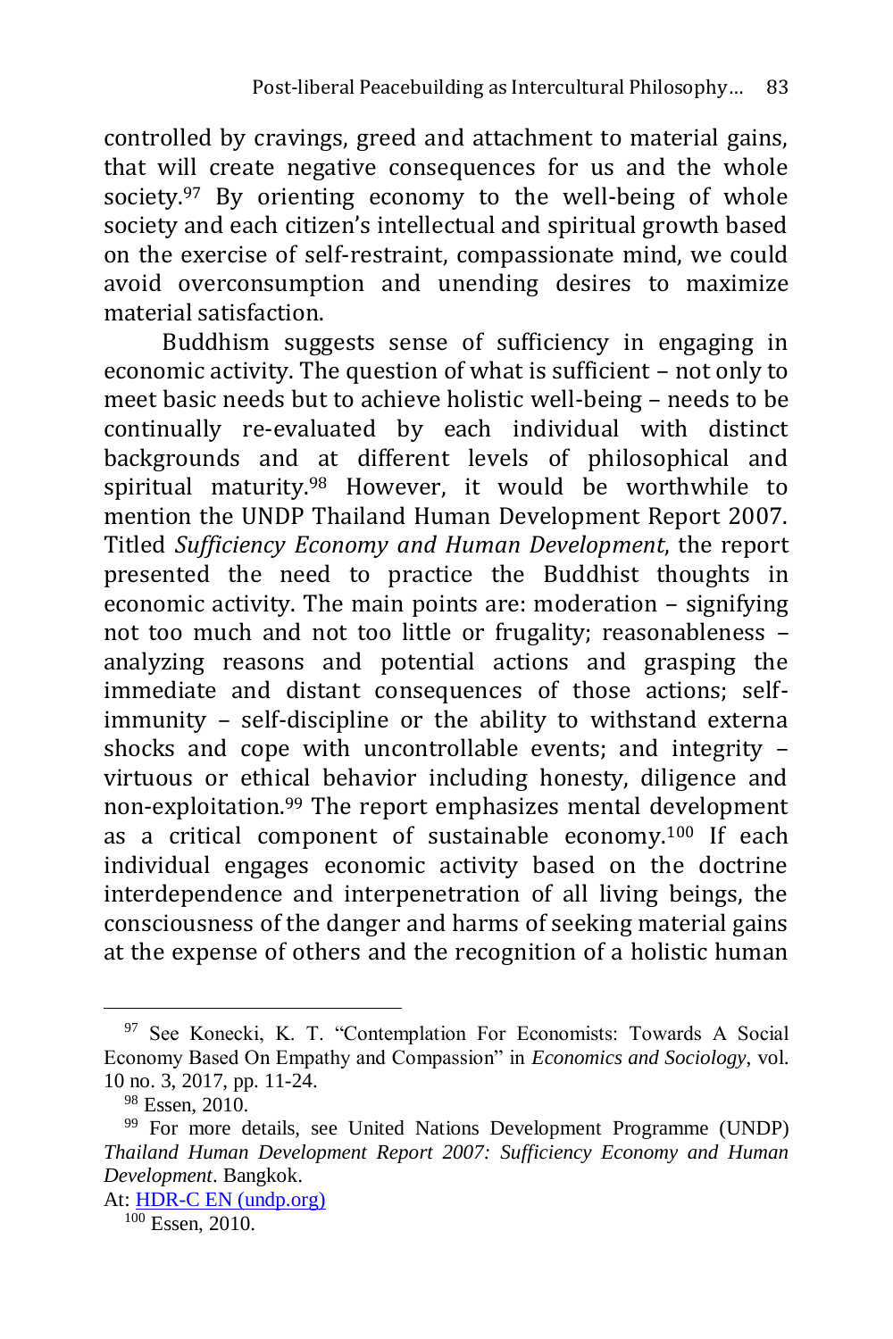controlled by cravings, greed and attachment to material gains, that will create negative consequences for us and the whole society.[97] By orienting economy to the well-being of whole society and each citizen's intellectual and spiritual growth based on the exercise of self-restraint, compassionate mind, we could avoid overconsumption and unending desires to maximize material satisfaction.

Buddhism suggests sense of sufficiency in engaging in economic activity. The question of what is sufficient – not only to meet basic needs but to achieve holistic well-being – needs to be continually re-evaluated by each individual with distinct backgrounds and at different levels of philosophical and spiritual maturity.[98] However, it would be worthwhile to mention the UNDP Thailand Human Development Report 2007. Titled *Sufficiency Economy and Human Development*, the report presented the need to practice the Buddhist thoughts in economic activity. The main points are: moderation – signifying not too much and not too little or frugality; reasonableness – analyzing reasons and potential actions and grasping the immediate and distant consequences of those actions; self-immunity – self-discipline or the ability to withstand externa shocks and cope with uncontrollable events; and integrity – virtuous or ethical behavior including honesty, diligence and non-exploitation.[99] The report emphasizes mental development as a critical component of sustainable economy.[100] If each individual engages economic activity based on the doctrine interdependence and interpenetration of all living beings, the consciousness of the danger and harms of seeking material gains at the expense of others and the recognition of a holistic human

---

[97] See Konecki, K. T. "Contemplation For Economists: Towards A Social Economy Based On Empathy and Compassion" in *Economics and Sociology*, vol. 10 no. 3, 2017, pp. 11-24.

[98] Essen, 2010.

[99] For more details, see United Nations Development Programme (UNDP) *Thailand Human Development Report 2007: Sufficiency Economy and Human Development*. Bangkok.
At: [HDR-C EN (undp.org)]

[100] Essen, 2010.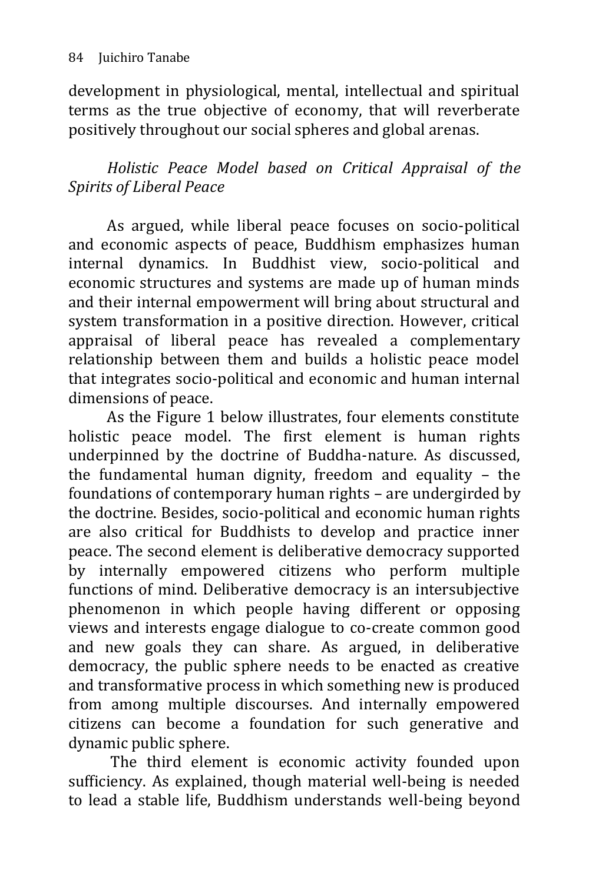development in physiological, mental, intellectual and spiritual terms as the true objective of economy, that will reverberate positively throughout our social spheres and global arenas.

*Holistic Peace Model based on Critical Appraisal of the Spirits of Liberal Peace*

As argued, while liberal peace focuses on socio-political and economic aspects of peace, Buddhism emphasizes human internal dynamics. In Buddhist view, socio-political and economic structures and systems are made up of human minds and their internal empowerment will bring about structural and system transformation in a positive direction. However, critical appraisal of liberal peace has revealed a complementary relationship between them and builds a holistic peace model that integrates socio-political and economic and human internal dimensions of peace.

As the Figure 1 below illustrates, four elements constitute holistic peace model. The first element is human rights underpinned by the doctrine of Buddha-nature. As discussed, the fundamental human dignity, freedom and equality – the foundations of contemporary human rights – are undergirded by the doctrine. Besides, socio-political and economic human rights are also critical for Buddhists to develop and practice inner peace. The second element is deliberative democracy supported by internally empowered citizens who perform multiple functions of mind. Deliberative democracy is an intersubjective phenomenon in which people having different or opposing views and interests engage dialogue to co-create common good and new goals they can share. As argued, in deliberative democracy, the public sphere needs to be enacted as creative and transformative process in which something new is produced from among multiple discourses. And internally empowered citizens can become a foundation for such generative and dynamic public sphere.

The third element is economic activity founded upon sufficiency. As explained, though material well-being is needed to lead a stable life, Buddhism understands well-being beyond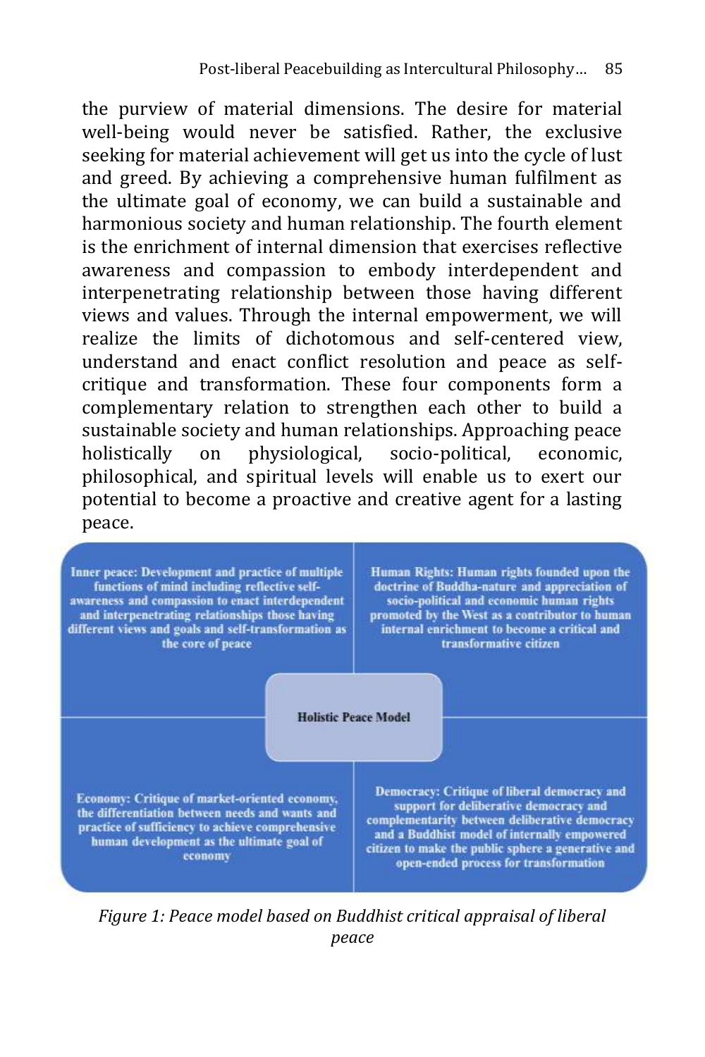the purview of material dimensions. The desire for material well-being would never be satisfied. Rather, the exclusive seeking for material achievement will get us into the cycle of lust and greed. By achieving a comprehensive human fulfilment as the ultimate goal of economy, we can build a sustainable and harmonious society and human relationship. The fourth element is the enrichment of internal dimension that exercises reflective awareness and compassion to embody interdependent and interpenetrating relationship between those having different views and values. Through the internal empowerment, we will realize the limits of dichotomous and self-centered view, understand and enact conflict resolution and peace as self-critique and transformation. These four components form a complementary relation to strengthen each other to build a sustainable society and human relationships. Approaching peace holistically on physiological, socio-political, economic, philosophical, and spiritual levels will enable us to exert our potential to become a proactive and creative agent for a lasting peace.

| Inner peace: Development and practice of multiple functions of mind including reflective self-awareness and compassion to enact interdependent and interpenetrating relationships those having different views and goals and self-transformation as the core of peace | Human Rights: Human rights founded upon the doctrine of Buddha-nature and appreciation of socio-political and economic human rights promoted by the West as a contributor to human internal enrichment to become a critical and transformative citizen |
|---|---|
| **Holistic Peace Model** | |
| Economy: Critique of market-oriented economy, the differentiation between needs and wants and practice of sufficiency to achieve comprehensive human development as the ultimate goal of economy | Democracy: Critique of liberal democracy and support for deliberative democracy and complementarity between deliberative democracy and a Buddhist model of internally empowered citizen to make the public sphere a generative and open-ended process for transformation |

*Figure 1: Peace model based on Buddhist critical appraisal of liberal peace*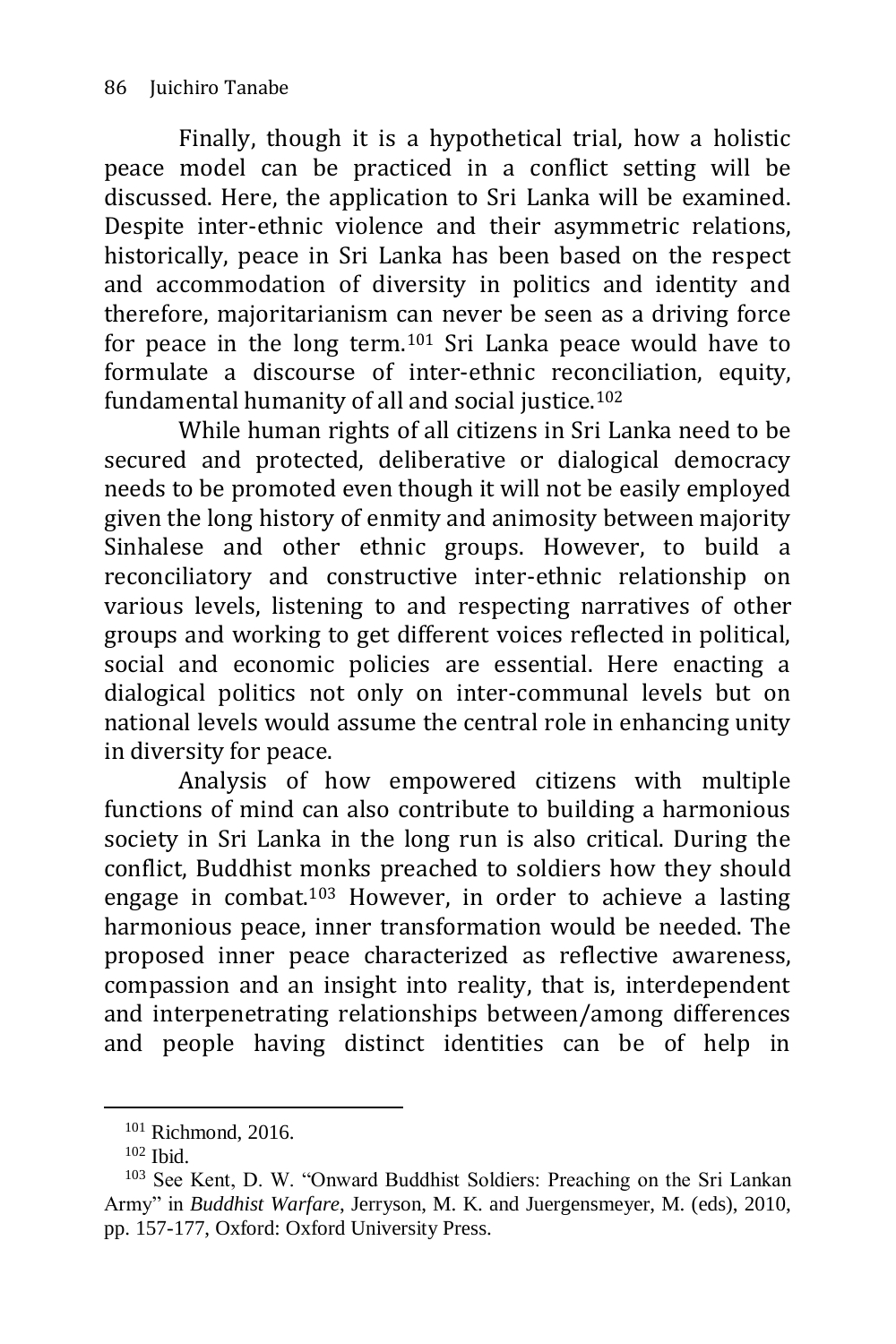Finally, though it is a hypothetical trial, how a holistic peace model can be practiced in a conflict setting will be discussed. Here, the application to Sri Lanka will be examined. Despite inter-ethnic violence and their asymmetric relations, historically, peace in Sri Lanka has been based on the respect and accommodation of diversity in politics and identity and therefore, majoritarianism can never be seen as a driving force for peace in the long term.[101] Sri Lanka peace would have to formulate a discourse of inter-ethnic reconciliation, equity, fundamental humanity of all and social justice.[102]

While human rights of all citizens in Sri Lanka need to be secured and protected, deliberative or dialogical democracy needs to be promoted even though it will not be easily employed given the long history of enmity and animosity between majority Sinhalese and other ethnic groups. However, to build a reconciliatory and constructive inter-ethnic relationship on various levels, listening to and respecting narratives of other groups and working to get different voices reflected in political, social and economic policies are essential. Here enacting a dialogical politics not only on inter-communal levels but on national levels would assume the central role in enhancing unity in diversity for peace.

Analysis of how empowered citizens with multiple functions of mind can also contribute to building a harmonious society in Sri Lanka in the long run is also critical. During the conflict, Buddhist monks preached to soldiers how they should engage in combat.[103] However, in order to achieve a lasting harmonious peace, inner transformation would be needed. The proposed inner peace characterized as reflective awareness, compassion and an insight into reality, that is, interdependent and interpenetrating relationships between/among differences and people having distinct identities can be of help in

---

[101] Richmond, 2016.

[102] Ibid.

[103] See Kent, D. W. "Onward Buddhist Soldiers: Preaching on the Sri Lankan Army" in *Buddhist Warfare*, Jerryson, M. K. and Juergensmeyer, M. (eds), 2010, pp. 157-177, Oxford: Oxford University Press.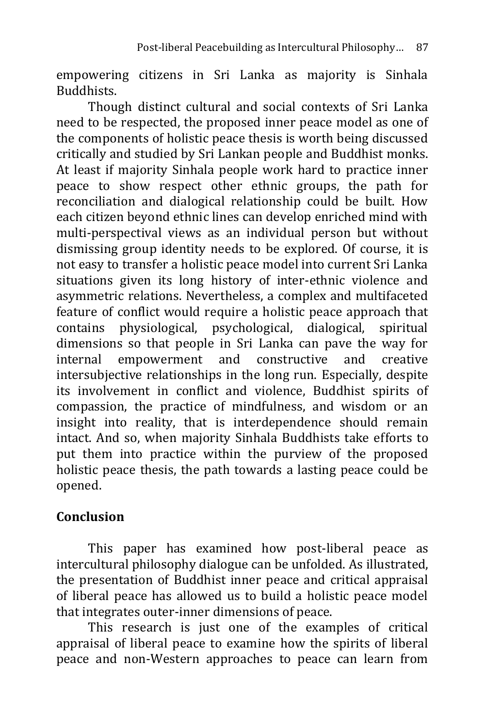empowering citizens in Sri Lanka as majority is Sinhala Buddhists.

Though distinct cultural and social contexts of Sri Lanka need to be respected, the proposed inner peace model as one of the components of holistic peace thesis is worth being discussed critically and studied by Sri Lankan people and Buddhist monks. At least if majority Sinhala people work hard to practice inner peace to show respect other ethnic groups, the path for reconciliation and dialogical relationship could be built. How each citizen beyond ethnic lines can develop enriched mind with multi-perspectival views as an individual person but without dismissing group identity needs to be explored. Of course, it is not easy to transfer a holistic peace model into current Sri Lanka situations given its long history of inter-ethnic violence and asymmetric relations. Nevertheless, a complex and multifaceted feature of conflict would require a holistic peace approach that contains physiological, psychological, dialogical, spiritual dimensions so that people in Sri Lanka can pave the way for internal empowerment and constructive and creative intersubjective relationships in the long run. Especially, despite its involvement in conflict and violence, Buddhist spirits of compassion, the practice of mindfulness, and wisdom or an insight into reality, that is interdependence should remain intact. And so, when majority Sinhala Buddhists take efforts to put them into practice within the purview of the proposed holistic peace thesis, the path towards a lasting peace could be opened.

## Conclusion

This paper has examined how post-liberal peace as intercultural philosophy dialogue can be unfolded. As illustrated, the presentation of Buddhist inner peace and critical appraisal of liberal peace has allowed us to build a holistic peace model that integrates outer-inner dimensions of peace.

This research is just one of the examples of critical appraisal of liberal peace to examine how the spirits of liberal peace and non-Western approaches to peace can learn from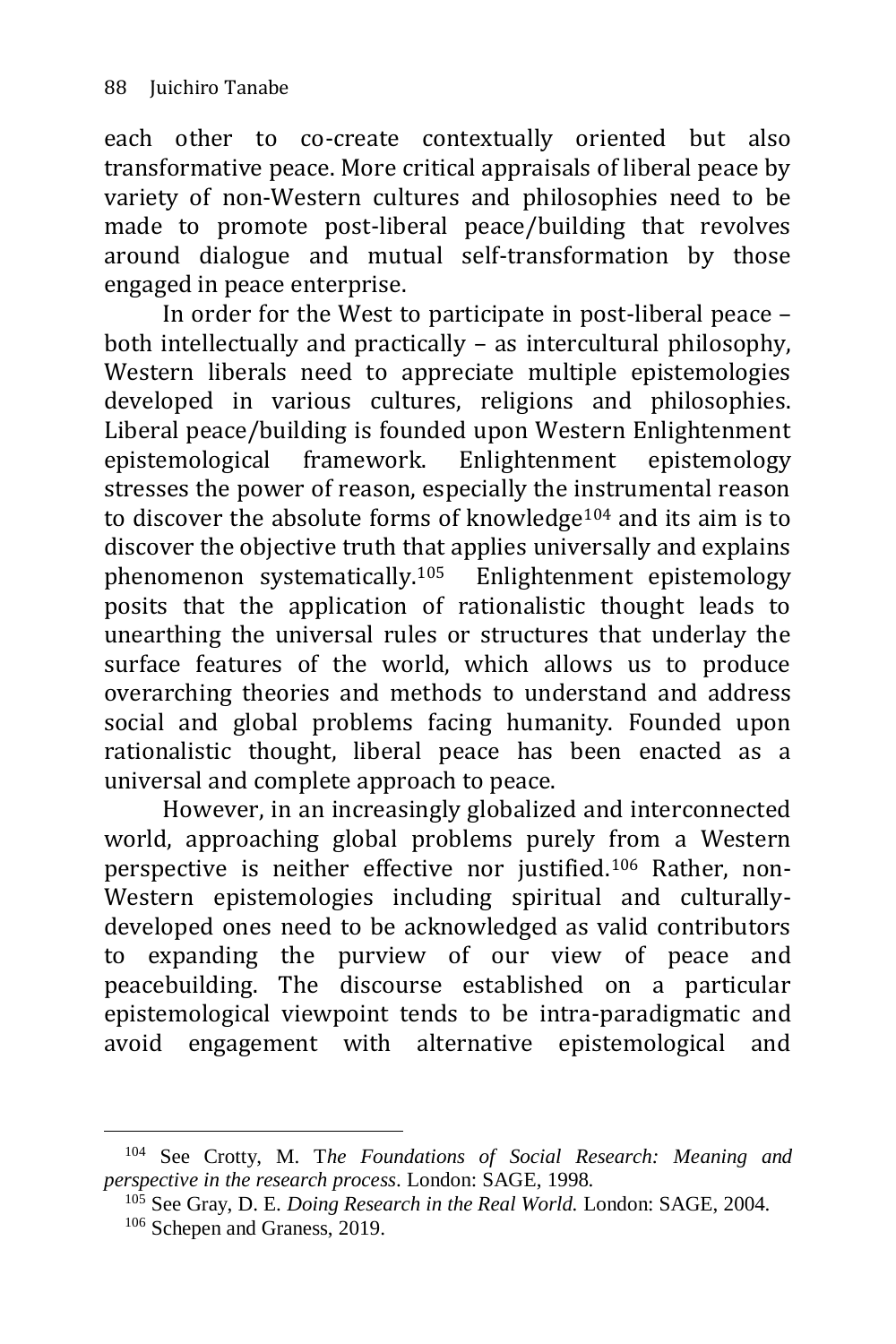each other to co-create contextually oriented but also transformative peace. More critical appraisals of liberal peace by variety of non-Western cultures and philosophies need to be made to promote post-liberal peace/building that revolves around dialogue and mutual self-transformation by those engaged in peace enterprise.

In order for the West to participate in post-liberal peace – both intellectually and practically – as intercultural philosophy, Western liberals need to appreciate multiple epistemologies developed in various cultures, religions and philosophies. Liberal peace/building is founded upon Western Enlightenment epistemological framework. Enlightenment epistemology stresses the power of reason, especially the instrumental reason to discover the absolute forms of knowledge[104] and its aim is to discover the objective truth that applies universally and explains phenomenon systematically.[105] Enlightenment epistemology posits that the application of rationalistic thought leads to unearthing the universal rules or structures that underlay the surface features of the world, which allows us to produce overarching theories and methods to understand and address social and global problems facing humanity. Founded upon rationalistic thought, liberal peace has been enacted as a universal and complete approach to peace.

However, in an increasingly globalized and interconnected world, approaching global problems purely from a Western perspective is neither effective nor justified.[106] Rather, non-Western epistemologies including spiritual and culturally-developed ones need to be acknowledged as valid contributors to expanding the purview of our view of peace and peacebuilding. The discourse established on a particular epistemological viewpoint tends to be intra-paradigmatic and avoid engagement with alternative epistemological and

---

[104] See Crotty, M. T*he Foundations of Social Research: Meaning and perspective in the research process*. London: SAGE, 1998.

[105] See Gray, D. E. *Doing Research in the Real World.* London: SAGE, 2004.

[106] Schepen and Graness, 2019.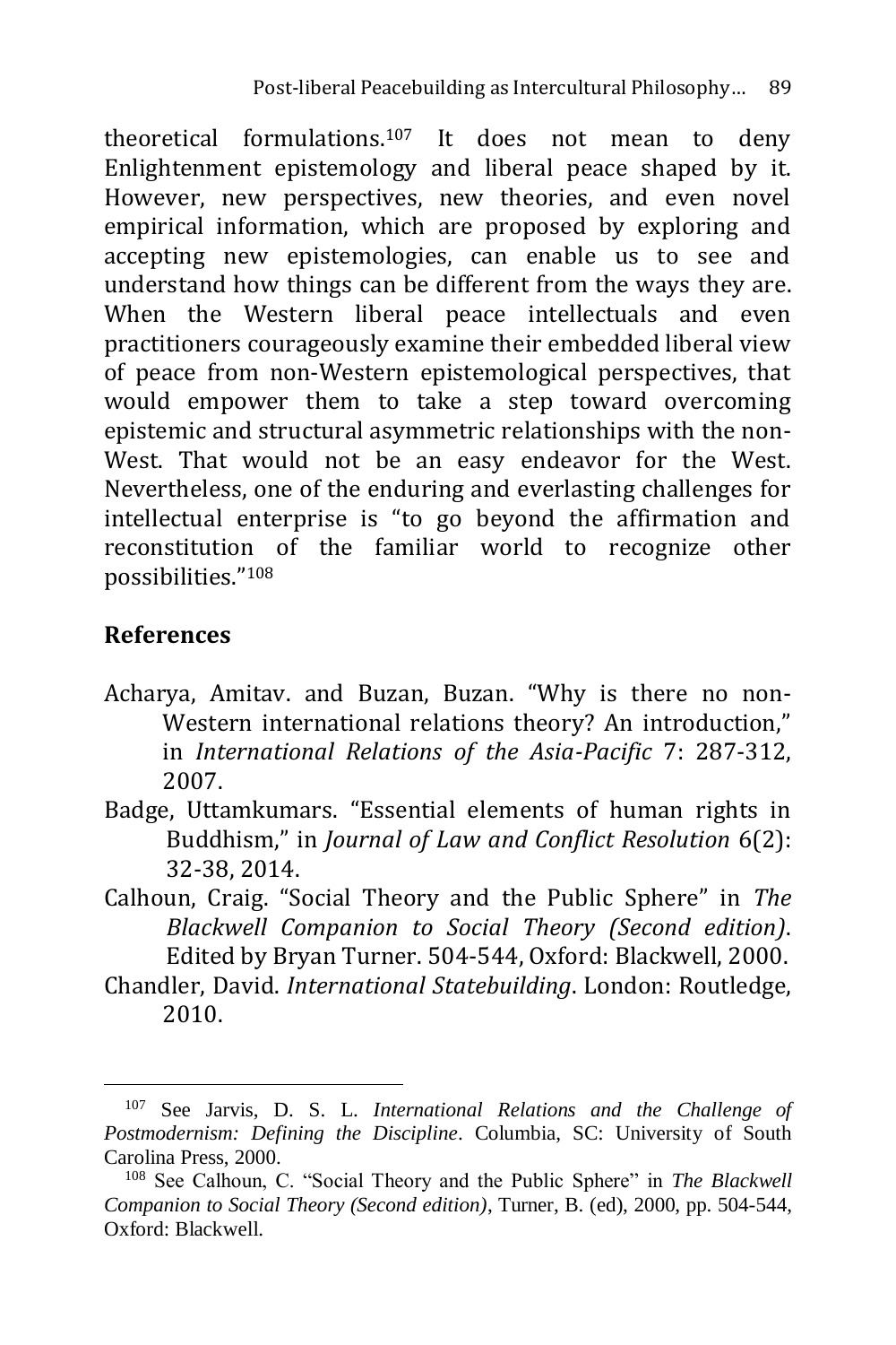theoretical formulations.[107] It does not mean to deny Enlightenment epistemology and liberal peace shaped by it. However, new perspectives, new theories, and even novel empirical information, which are proposed by exploring and accepting new epistemologies, can enable us to see and understand how things can be different from the ways they are. When the Western liberal peace intellectuals and even practitioners courageously examine their embedded liberal view of peace from non-Western epistemological perspectives, that would empower them to take a step toward overcoming epistemic and structural asymmetric relationships with the non-West. That would not be an easy endeavor for the West. Nevertheless, one of the enduring and everlasting challenges for intellectual enterprise is "to go beyond the affirmation and reconstitution of the familiar world to recognize other possibilities."[108]

## References

Acharya, Amitav. and Buzan, Buzan. "Why is there no non-Western international relations theory? An introduction," in *International Relations of the Asia-Pacific* 7: 287-312, 2007.

Badge, Uttamkumars. "Essential elements of human rights in Buddhism," in *Journal of Law and Conflict Resolution* 6(2): 32-38, 2014.

Calhoun, Craig. "Social Theory and the Public Sphere" in *The Blackwell Companion to Social Theory (Second edition)*. Edited by Bryan Turner. 504-544, Oxford: Blackwell, 2000.

Chandler, David. *International Statebuilding*. London: Routledge, 2010.

---

[107] See Jarvis, D. S. L. *International Relations and the Challenge of Postmodernism: Defining the Discipline*. Columbia, SC: University of South Carolina Press, 2000.

[108] See Calhoun, C. "Social Theory and the Public Sphere" in *The Blackwell Companion to Social Theory (Second edition)*, Turner, B. (ed), 2000, pp. 504-544, Oxford: Blackwell.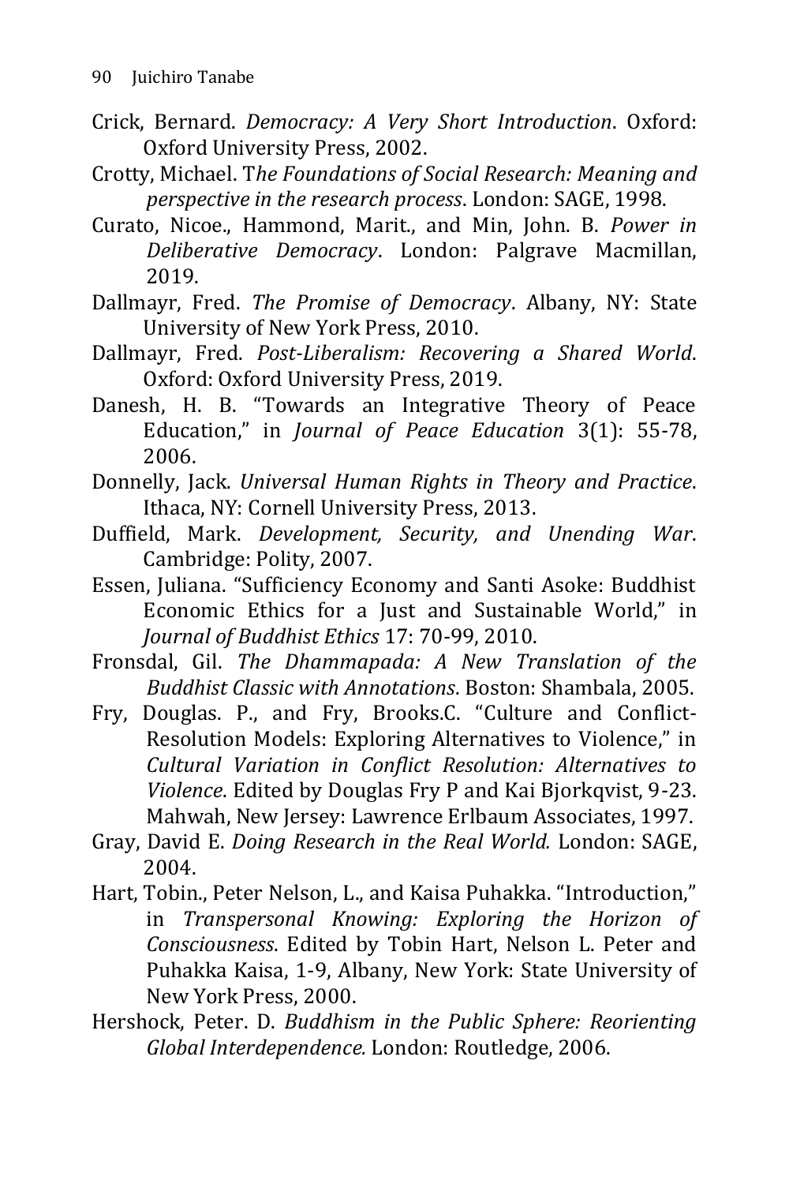Crick, Bernard. *Democracy: A Very Short Introduction*. Oxford: Oxford University Press, 2002.

Crotty, Michael. T*he Foundations of Social Research: Meaning and perspective in the research process*. London: SAGE, 1998.

Curato, Nicoe., Hammond, Marit., and Min, John. B. *Power in Deliberative Democracy*. London: Palgrave Macmillan, 2019.

Dallmayr, Fred. *The Promise of Democracy*. Albany, NY: State University of New York Press, 2010.

Dallmayr, Fred. *Post-Liberalism: Recovering a Shared World*. Oxford: Oxford University Press, 2019.

Danesh, H. B. "Towards an Integrative Theory of Peace Education," in *Journal of Peace Education* 3(1): 55-78, 2006.

Donnelly, Jack. *Universal Human Rights in Theory and Practice*. Ithaca, NY: Cornell University Press, 2013.

Duffield, Mark. *Development, Security, and Unending War*. Cambridge: Polity, 2007.

Essen, Juliana. "Sufficiency Economy and Santi Asoke: Buddhist Economic Ethics for a Just and Sustainable World," in *Journal of Buddhist Ethics* 17: 70-99, 2010.

Fronsdal, Gil. *The Dhammapada: A New Translation of the Buddhist Classic with Annotations*. Boston: Shambala, 2005.

Fry, Douglas. P., and Fry, Brooks.C. "Culture and Conflict-Resolution Models: Exploring Alternatives to Violence," in *Cultural Variation in Conflict Resolution: Alternatives to Violence*. Edited by Douglas Fry P and Kai Bjorkqvist, 9-23. Mahwah, New Jersey: Lawrence Erlbaum Associates, 1997.

Gray, David E. *Doing Research in the Real World.* London: SAGE, 2004.

Hart, Tobin., Peter Nelson, L., and Kaisa Puhakka. "Introduction," in *Transpersonal Knowing: Exploring the Horizon of Consciousness*. Edited by Tobin Hart, Nelson L. Peter and Puhakka Kaisa, 1-9, Albany, New York: State University of New York Press, 2000.

Hershock, Peter. D. *Buddhism in the Public Sphere: Reorienting Global Interdependence.* London: Routledge, 2006.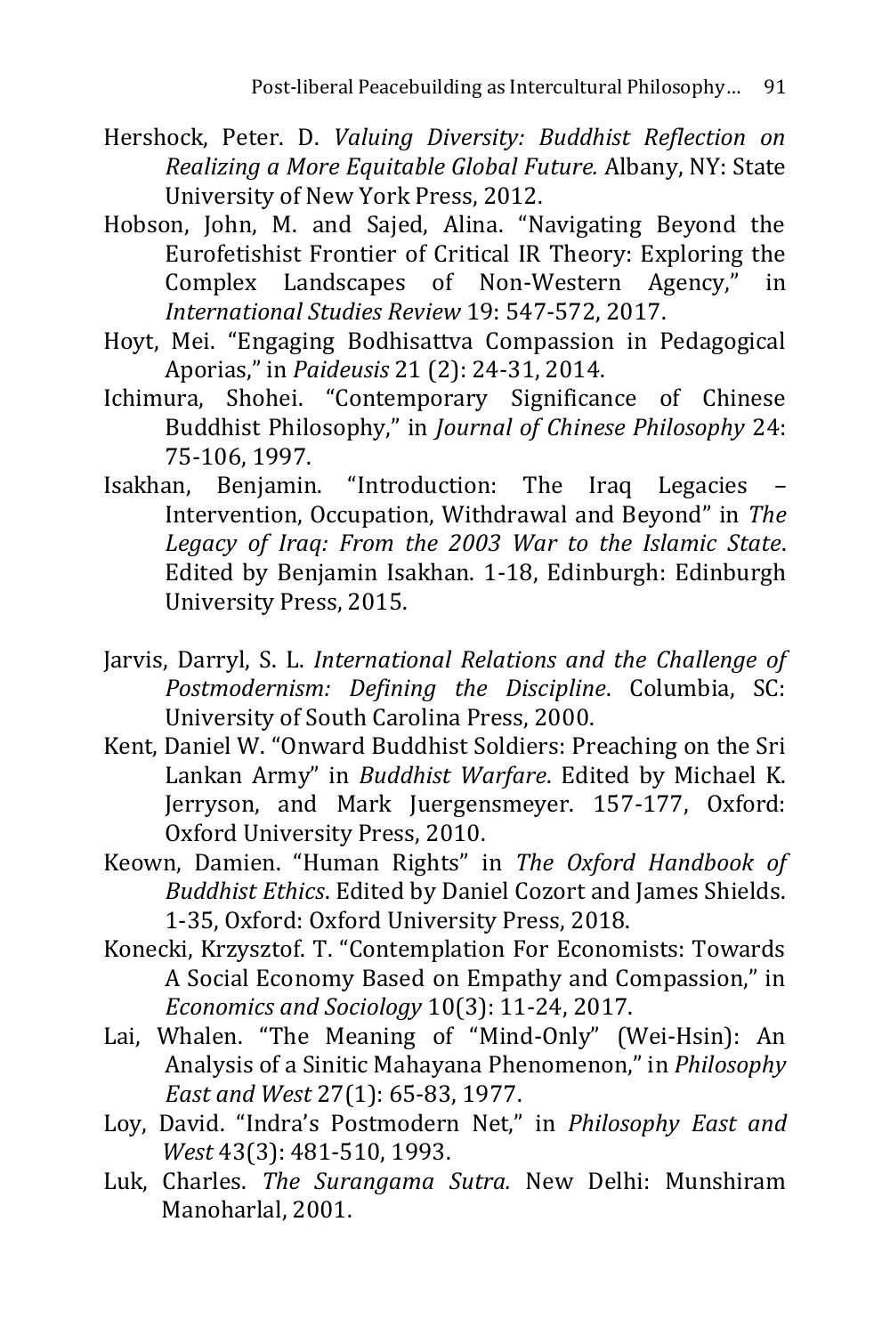Hershock, Peter. D. *Valuing Diversity: Buddhist Reflection on Realizing a More Equitable Global Future.* Albany, NY: State University of New York Press, 2012.

Hobson, John, M. and Sajed, Alina. "Navigating Beyond the Eurofetishist Frontier of Critical IR Theory: Exploring the Complex Landscapes of Non-Western Agency," in *International Studies Review* 19: 547-572, 2017.

Hoyt, Mei. "Engaging Bodhisattva Compassion in Pedagogical Aporias," in *Paideusis* 21 (2): 24-31, 2014.

Ichimura, Shohei. "Contemporary Significance of Chinese Buddhist Philosophy," in *Journal of Chinese Philosophy* 24: 75-106, 1997.

Isakhan, Benjamin. "Introduction: The Iraq Legacies – Intervention, Occupation, Withdrawal and Beyond" in *The Legacy of Iraq: From the 2003 War to the Islamic State*. Edited by Benjamin Isakhan. 1-18, Edinburgh: Edinburgh University Press, 2015.

Jarvis, Darryl, S. L. *International Relations and the Challenge of Postmodernism: Defining the Discipline*. Columbia, SC: University of South Carolina Press, 2000.

Kent, Daniel W. "Onward Buddhist Soldiers: Preaching on the Sri Lankan Army" in *Buddhist Warfare*. Edited by Michael K. Jerryson, and Mark Juergensmeyer. 157-177, Oxford: Oxford University Press, 2010.

Keown, Damien. "Human Rights" in *The Oxford Handbook of Buddhist Ethics*. Edited by Daniel Cozort and James Shields. 1-35, Oxford: Oxford University Press, 2018.

Konecki, Krzysztof. T. "Contemplation For Economists: Towards A Social Economy Based on Empathy and Compassion," in *Economics and Sociology* 10(3): 11-24, 2017.

Lai, Whalen. "The Meaning of "Mind-Only" (Wei-Hsin): An Analysis of a Sinitic Mahayana Phenomenon," in *Philosophy East and West* 27(1): 65-83, 1977.

Loy, David. "Indra's Postmodern Net," in *Philosophy East and West* 43(3): 481-510, 1993.

Luk, Charles. *The Surangama Sutra.* New Delhi: Munshiram Manoharlal, 2001.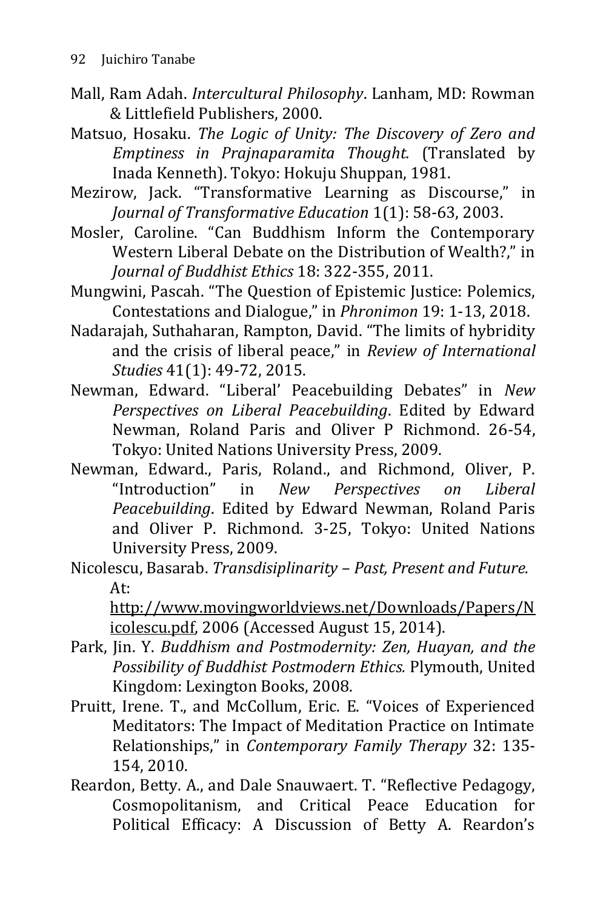Mall, Ram Adah. *Intercultural Philosophy*. Lanham, MD: Rowman & Littlefield Publishers, 2000.

Matsuo, Hosaku. *The Logic of Unity: The Discovery of Zero and Emptiness in Prajnaparamita Thought.* (Translated by Inada Kenneth). Tokyo: Hokuju Shuppan, 1981.

Mezirow, Jack. "Transformative Learning as Discourse," in *Journal of Transformative Education* 1(1): 58-63, 2003.

Mosler, Caroline. "Can Buddhism Inform the Contemporary Western Liberal Debate on the Distribution of Wealth?," in *Journal of Buddhist Ethics* 18: 322-355, 2011.

Mungwini, Pascah. "The Question of Epistemic Justice: Polemics, Contestations and Dialogue," in *Phronimon* 19: 1-13, 2018.

Nadarajah, Suthaharan, Rampton, David. "The limits of hybridity and the crisis of liberal peace," in *Review of International Studies* 41(1): 49-72, 2015.

Newman, Edward. "Liberal' Peacebuilding Debates" in *New Perspectives on Liberal Peacebuilding*. Edited by Edward Newman, Roland Paris and Oliver P Richmond. 26-54, Tokyo: United Nations University Press, 2009.

Newman, Edward., Paris, Roland., and Richmond, Oliver, P. "Introduction" in *New Perspectives on Liberal Peacebuilding*. Edited by Edward Newman, Roland Paris and Oliver P. Richmond. 3-25, Tokyo: United Nations University Press, 2009.

Nicolescu, Basarab. *Transdisiplinarity – Past, Present and Future.* At: http://www.movingworldviews.net/Downloads/Papers/Nicolescu.pdf, 2006 (Accessed August 15, 2014).

Park, Jin. Y. *Buddhism and Postmodernity: Zen, Huayan, and the Possibility of Buddhist Postmodern Ethics.* Plymouth, United Kingdom: Lexington Books, 2008.

Pruitt, Irene. T., and McCollum, Eric. E. "Voices of Experienced Meditators: The Impact of Meditation Practice on Intimate Relationships," in *Contemporary Family Therapy* 32: 135-154, 2010.

Reardon, Betty. A., and Dale Snauwaert. T. "Reflective Pedagogy, Cosmopolitanism, and Critical Peace Education for Political Efficacy: A Discussion of Betty A. Reardon's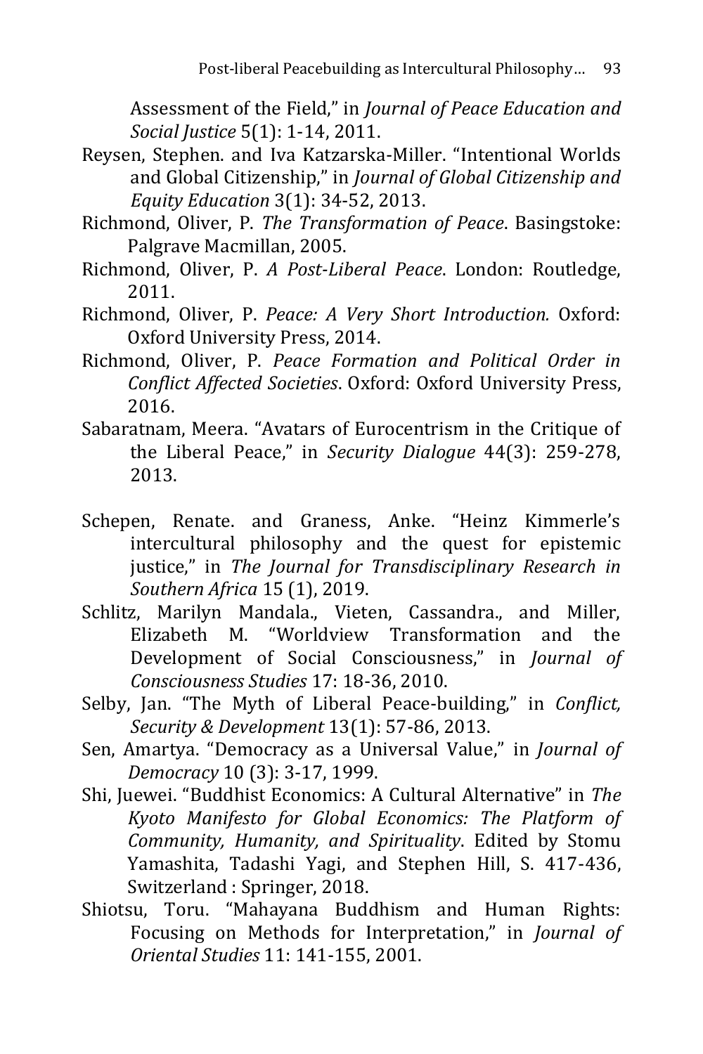Assessment of the Field," in *Journal of Peace Education and Social Justice* 5(1): 1-14, 2011.

Reysen, Stephen. and Iva Katzarska-Miller. "Intentional Worlds and Global Citizenship," in *Journal of Global Citizenship and Equity Education* 3(1): 34-52, 2013.

Richmond, Oliver, P. *The Transformation of Peace*. Basingstoke: Palgrave Macmillan, 2005.

Richmond, Oliver, P. *A Post-Liberal Peace*. London: Routledge, 2011.

Richmond, Oliver, P. *Peace: A Very Short Introduction.* Oxford: Oxford University Press, 2014.

Richmond, Oliver, P. *Peace Formation and Political Order in Conflict Affected Societies*. Oxford: Oxford University Press, 2016.

Sabaratnam, Meera. "Avatars of Eurocentrism in the Critique of the Liberal Peace," in *Security Dialogue* 44(3): 259-278, 2013.

Schepen, Renate. and Graness, Anke. "Heinz Kimmerle's intercultural philosophy and the quest for epistemic justice," in *The Journal for Transdisciplinary Research in Southern Africa* 15 (1), 2019.

Schlitz, Marilyn Mandala., Vieten, Cassandra., and Miller, Elizabeth M. "Worldview Transformation and the Development of Social Consciousness," in *Journal of Consciousness Studies* 17: 18-36, 2010.

Selby, Jan. "The Myth of Liberal Peace-building," in *Conflict, Security & Development* 13(1): 57-86, 2013.

Sen, Amartya. "Democracy as a Universal Value," in *Journal of Democracy* 10 (3): 3-17, 1999.

Shi, Juewei. "Buddhist Economics: A Cultural Alternative" in *The Kyoto Manifesto for Global Economics: The Platform of Community, Humanity, and Spirituality*. Edited by Stomu Yamashita, Tadashi Yagi, and Stephen Hill, S. 417-436, Switzerland : Springer, 2018.

Shiotsu, Toru. "Mahayana Buddhism and Human Rights: Focusing on Methods for Interpretation," in *Journal of Oriental Studies* 11: 141-155, 2001.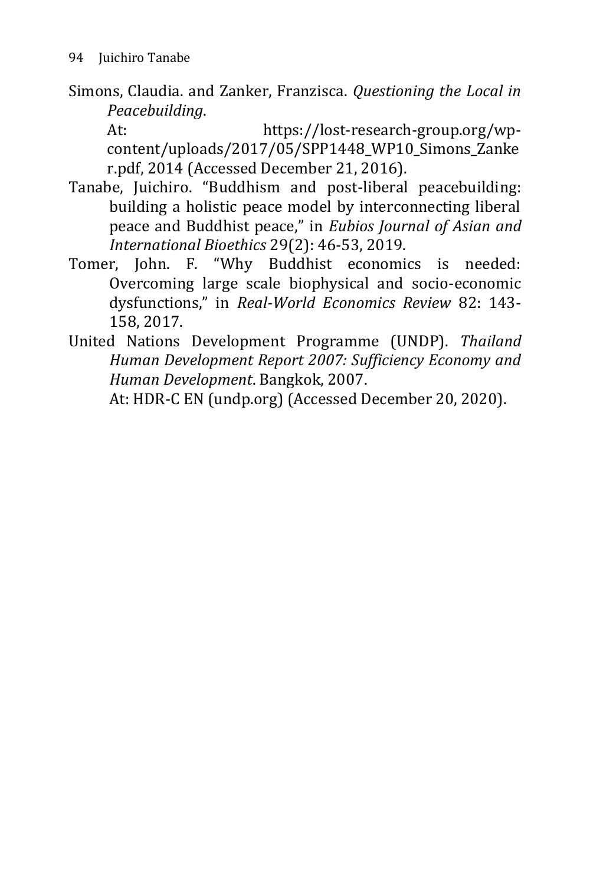Simons, Claudia. and Zanker, Franzisca. *Questioning the Local in Peacebuilding*. At: https://lost-research-group.org/wp-content/uploads/2017/05/SPP1448_WP10_Simons_Zanker.pdf, 2014 (Accessed December 21, 2016).

Tanabe, Juichiro. "Buddhism and post-liberal peacebuilding: building a holistic peace model by interconnecting liberal peace and Buddhist peace," in *Eubios Journal of Asian and International Bioethics* 29(2): 46-53, 2019.

Tomer, John. F. "Why Buddhist economics is needed: Overcoming large scale biophysical and socio-economic dysfunctions," in *Real-World Economics Review* 82: 143-158, 2017.

United Nations Development Programme (UNDP). *Thailand Human Development Report 2007: Sufficiency Economy and Human Development*. Bangkok, 2007. At: HDR-C EN (undp.org) (Accessed December 20, 2020).